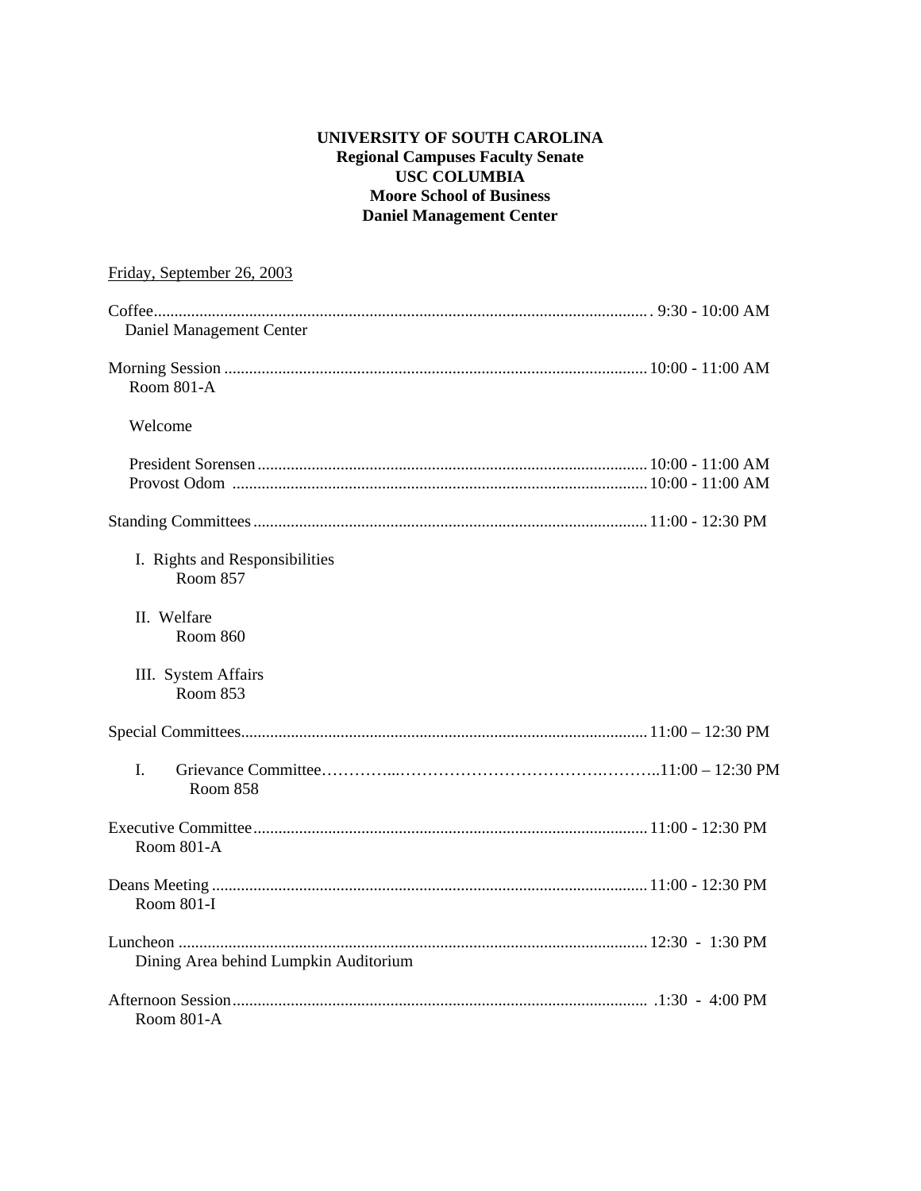**UNIVERSITY OF SOUTH CAROLINA**
**Regional Campuses Faculty Senate**
**USC COLUMBIA**
**Moore School of Business**
**Daniel Management Center**

Friday, September 26, 2003

Coffee....................................................................................................................... 9:30 - 10:00 AM
Daniel Management Center

Morning Session ..................................................................................................... 10:00 - 11:00 AM
Room 801-A

Welcome

President Sorensen ............................................................................................. 10:00 - 11:00 AM
Provost Odom ................................................................................................... 10:00 - 11:00 AM

Standing Committees .............................................................................................. 11:00 - 12:30 PM

I. Rights and Responsibilities
Room 857

II. Welfare
Room 860

III. System Affairs
Room 853

Special Committees................................................................................................. 11:00 – 12:30 PM

I. Grievance Committee…………...…………………………….………..11:00 – 12:30 PM
Room 858

Executive Committee.............................................................................................. 11:00 - 12:30 PM
Room 801-A

Deans Meeting ........................................................................................................ 11:00 - 12:30 PM
Room 801-I

Luncheon ................................................................................................................ 12:30 - 1:30 PM
Dining Area behind Lumpkin Auditorium

Afternoon Session................................................................................................... .1:30 - 4:00 PM
Room 801-A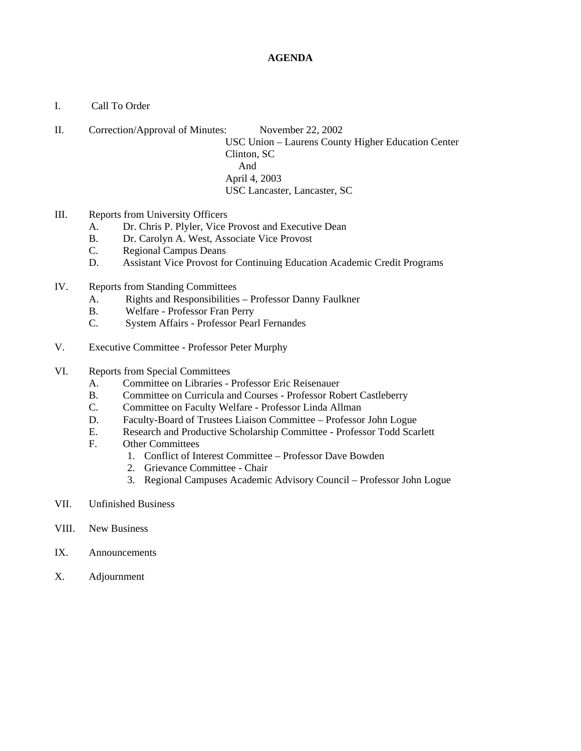# AGENDA

I. Call To Order

II. Correction/Approval of Minutes: November 22, 2002
USC Union – Laurens County Higher Education Center
Clinton, SC
And
April 4, 2003
USC Lancaster, Lancaster, SC

III. Reports from University Officers
   A. Dr. Chris P. Plyler, Vice Provost and Executive Dean
   B. Dr. Carolyn A. West, Associate Vice Provost
   C. Regional Campus Deans
   D. Assistant Vice Provost for Continuing Education Academic Credit Programs

IV. Reports from Standing Committees
   A. Rights and Responsibilities – Professor Danny Faulkner
   B. Welfare - Professor Fran Perry
   C. System Affairs - Professor Pearl Fernandes

V. Executive Committee - Professor Peter Murphy

VI. Reports from Special Committees
   A. Committee on Libraries - Professor Eric Reisenauer
   B. Committee on Curricula and Courses - Professor Robert Castleberry
   C. Committee on Faculty Welfare - Professor Linda Allman
   D. Faculty-Board of Trustees Liaison Committee – Professor John Logue
   E. Research and Productive Scholarship Committee - Professor Todd Scarlett
   F. Other Committees
      1. Conflict of Interest Committee – Professor Dave Bowden
      2. Grievance Committee - Chair
      3. Regional Campuses Academic Advisory Council – Professor John Logue

VII. Unfinished Business

VIII. New Business

IX. Announcements

X. Adjournment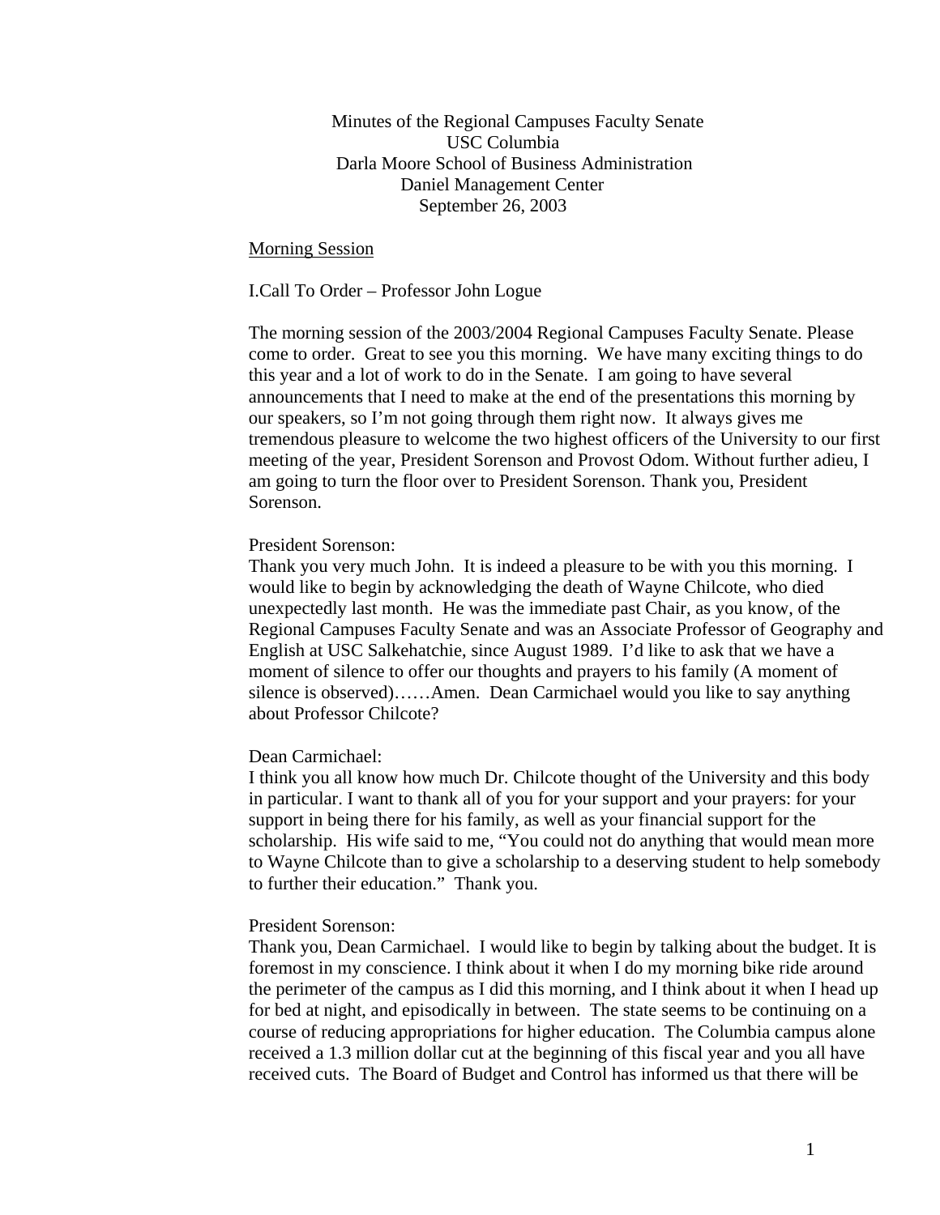Minutes of the Regional Campuses Faculty Senate
USC Columbia
Darla Moore School of Business Administration
Daniel Management Center
September 26, 2003

Morning Session

I.Call To Order – Professor John Logue

The morning session of the 2003/2004 Regional Campuses Faculty Senate. Please come to order. Great to see you this morning. We have many exciting things to do this year and a lot of work to do in the Senate. I am going to have several announcements that I need to make at the end of the presentations this morning by our speakers, so I'm not going through them right now. It always gives me tremendous pleasure to welcome the two highest officers of the University to our first meeting of the year, President Sorenson and Provost Odom. Without further adieu, I am going to turn the floor over to President Sorenson. Thank you, President Sorenson.

President Sorenson:
Thank you very much John. It is indeed a pleasure to be with you this morning. I would like to begin by acknowledging the death of Wayne Chilcote, who died unexpectedly last month. He was the immediate past Chair, as you know, of the Regional Campuses Faculty Senate and was an Associate Professor of Geography and English at USC Salkehatchie, since August 1989. I'd like to ask that we have a moment of silence to offer our thoughts and prayers to his family (A moment of silence is observed)……Amen. Dean Carmichael would you like to say anything about Professor Chilcote?

Dean Carmichael:
I think you all know how much Dr. Chilcote thought of the University and this body in particular. I want to thank all of you for your support and your prayers: for your support in being there for his family, as well as your financial support for the scholarship. His wife said to me, "You could not do anything that would mean more to Wayne Chilcote than to give a scholarship to a deserving student to help somebody to further their education." Thank you.

President Sorenson:
Thank you, Dean Carmichael. I would like to begin by talking about the budget. It is foremost in my conscience. I think about it when I do my morning bike ride around the perimeter of the campus as I did this morning, and I think about it when I head up for bed at night, and episodically in between. The state seems to be continuing on a course of reducing appropriations for higher education. The Columbia campus alone received a 1.3 million dollar cut at the beginning of this fiscal year and you all have received cuts. The Board of Budget and Control has informed us that there will be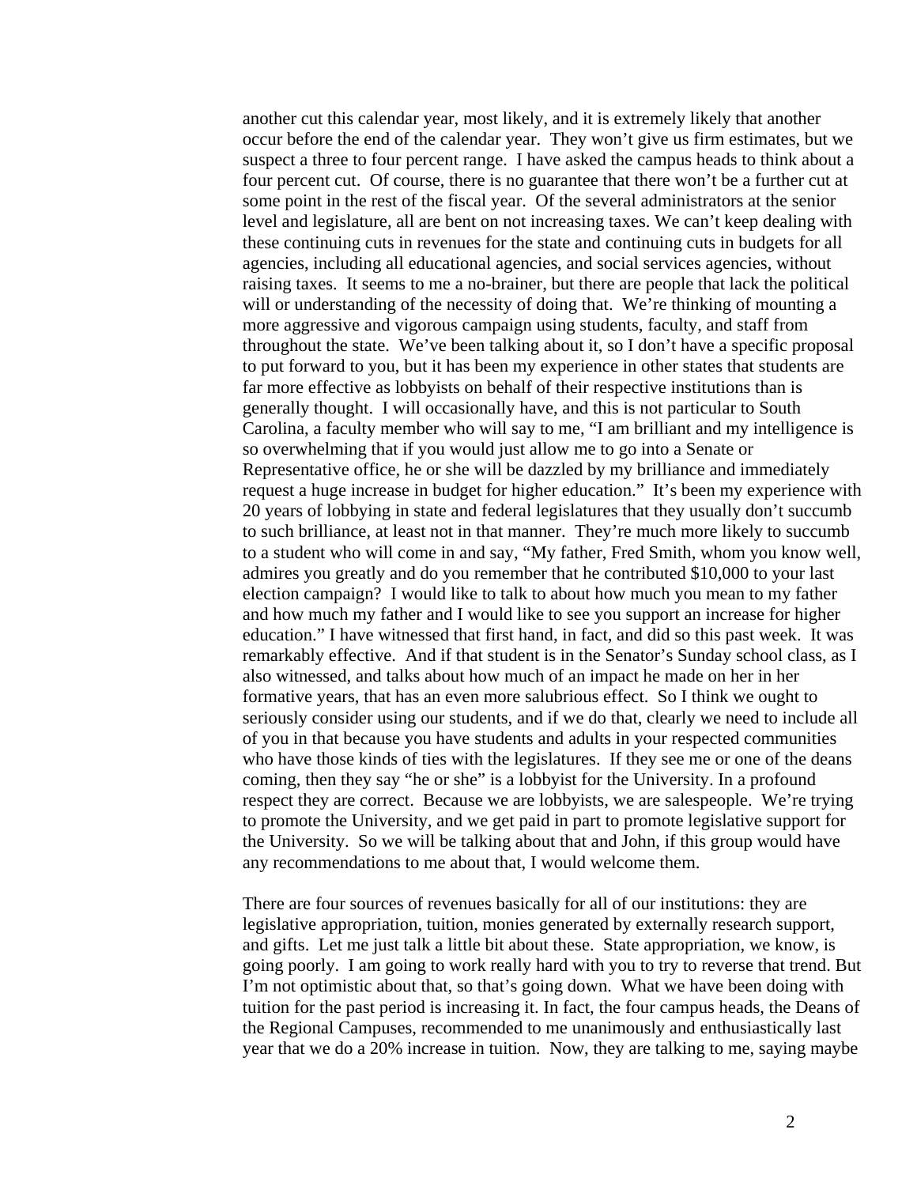another cut this calendar year, most likely, and it is extremely likely that another occur before the end of the calendar year. They won't give us firm estimates, but we suspect a three to four percent range. I have asked the campus heads to think about a four percent cut. Of course, there is no guarantee that there won't be a further cut at some point in the rest of the fiscal year. Of the several administrators at the senior level and legislature, all are bent on not increasing taxes. We can't keep dealing with these continuing cuts in revenues for the state and continuing cuts in budgets for all agencies, including all educational agencies, and social services agencies, without raising taxes. It seems to me a no-brainer, but there are people that lack the political will or understanding of the necessity of doing that. We're thinking of mounting a more aggressive and vigorous campaign using students, faculty, and staff from throughout the state. We've been talking about it, so I don't have a specific proposal to put forward to you, but it has been my experience in other states that students are far more effective as lobbyists on behalf of their respective institutions than is generally thought. I will occasionally have, and this is not particular to South Carolina, a faculty member who will say to me, "I am brilliant and my intelligence is so overwhelming that if you would just allow me to go into a Senate or Representative office, he or she will be dazzled by my brilliance and immediately request a huge increase in budget for higher education." It's been my experience with 20 years of lobbying in state and federal legislatures that they usually don't succumb to such brilliance, at least not in that manner. They're much more likely to succumb to a student who will come in and say, "My father, Fred Smith, whom you know well, admires you greatly and do you remember that he contributed $10,000 to your last election campaign? I would like to talk to about how much you mean to my father and how much my father and I would like to see you support an increase for higher education." I have witnessed that first hand, in fact, and did so this past week. It was remarkably effective. And if that student is in the Senator's Sunday school class, as I also witnessed, and talks about how much of an impact he made on her in her formative years, that has an even more salubrious effect. So I think we ought to seriously consider using our students, and if we do that, clearly we need to include all of you in that because you have students and adults in your respected communities who have those kinds of ties with the legislatures. If they see me or one of the deans coming, then they say "he or she" is a lobbyist for the University. In a profound respect they are correct. Because we are lobbyists, we are salespeople. We're trying to promote the University, and we get paid in part to promote legislative support for the University. So we will be talking about that and John, if this group would have any recommendations to me about that, I would welcome them.

There are four sources of revenues basically for all of our institutions: they are legislative appropriation, tuition, monies generated by externally research support, and gifts. Let me just talk a little bit about these. State appropriation, we know, is going poorly. I am going to work really hard with you to try to reverse that trend. But I'm not optimistic about that, so that's going down. What we have been doing with tuition for the past period is increasing it. In fact, the four campus heads, the Deans of the Regional Campuses, recommended to me unanimously and enthusiastically last year that we do a 20% increase in tuition. Now, they are talking to me, saying maybe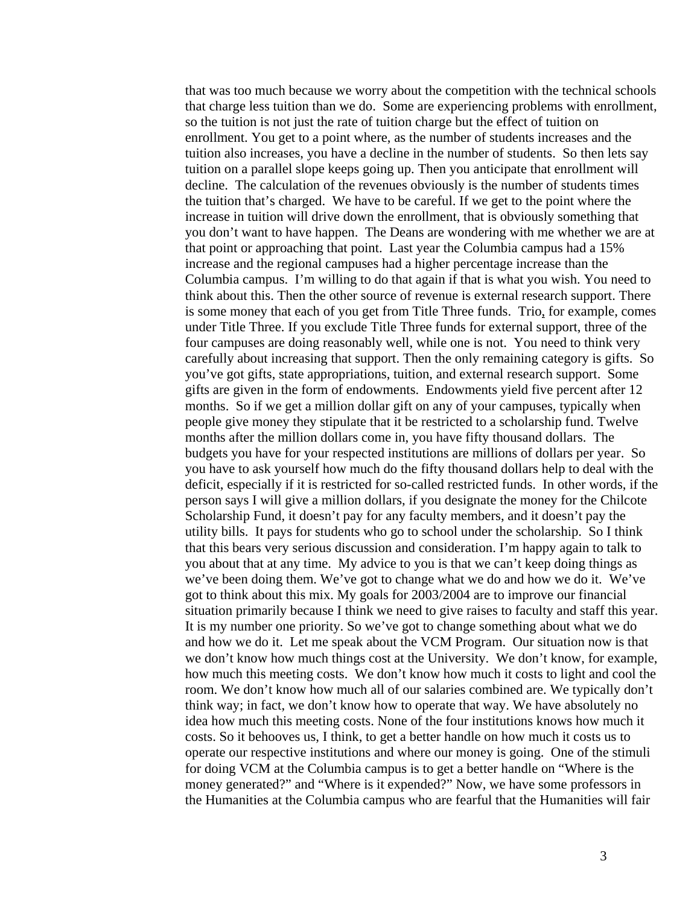that was too much because we worry about the competition with the technical schools that charge less tuition than we do. Some are experiencing problems with enrollment, so the tuition is not just the rate of tuition charge but the effect of tuition on enrollment. You get to a point where, as the number of students increases and the tuition also increases, you have a decline in the number of students. So then lets say tuition on a parallel slope keeps going up. Then you anticipate that enrollment will decline. The calculation of the revenues obviously is the number of students times the tuition that's charged. We have to be careful. If we get to the point where the increase in tuition will drive down the enrollment, that is obviously something that you don't want to have happen. The Deans are wondering with me whether we are at that point or approaching that point. Last year the Columbia campus had a 15% increase and the regional campuses had a higher percentage increase than the Columbia campus. I'm willing to do that again if that is what you wish. You need to think about this. Then the other source of revenue is external research support. There is some money that each of you get from Title Three funds. Trio, for example, comes under Title Three. If you exclude Title Three funds for external support, three of the four campuses are doing reasonably well, while one is not. You need to think very carefully about increasing that support. Then the only remaining category is gifts. So you've got gifts, state appropriations, tuition, and external research support. Some gifts are given in the form of endowments. Endowments yield five percent after 12 months. So if we get a million dollar gift on any of your campuses, typically when people give money they stipulate that it be restricted to a scholarship fund. Twelve months after the million dollars come in, you have fifty thousand dollars. The budgets you have for your respected institutions are millions of dollars per year. So you have to ask yourself how much do the fifty thousand dollars help to deal with the deficit, especially if it is restricted for so-called restricted funds. In other words, if the person says I will give a million dollars, if you designate the money for the Chilcote Scholarship Fund, it doesn't pay for any faculty members, and it doesn't pay the utility bills. It pays for students who go to school under the scholarship. So I think that this bears very serious discussion and consideration. I'm happy again to talk to you about that at any time. My advice to you is that we can't keep doing things as we've been doing them. We've got to change what we do and how we do it. We've got to think about this mix. My goals for 2003/2004 are to improve our financial situation primarily because I think we need to give raises to faculty and staff this year. It is my number one priority. So we've got to change something about what we do and how we do it. Let me speak about the VCM Program. Our situation now is that we don't know how much things cost at the University. We don't know, for example, how much this meeting costs. We don't know how much it costs to light and cool the room. We don't know how much all of our salaries combined are. We typically don't think way; in fact, we don't know how to operate that way. We have absolutely no idea how much this meeting costs. None of the four institutions knows how much it costs. So it behooves us, I think, to get a better handle on how much it costs us to operate our respective institutions and where our money is going. One of the stimuli for doing VCM at the Columbia campus is to get a better handle on "Where is the money generated?" and "Where is it expended?" Now, we have some professors in the Humanities at the Columbia campus who are fearful that the Humanities will fair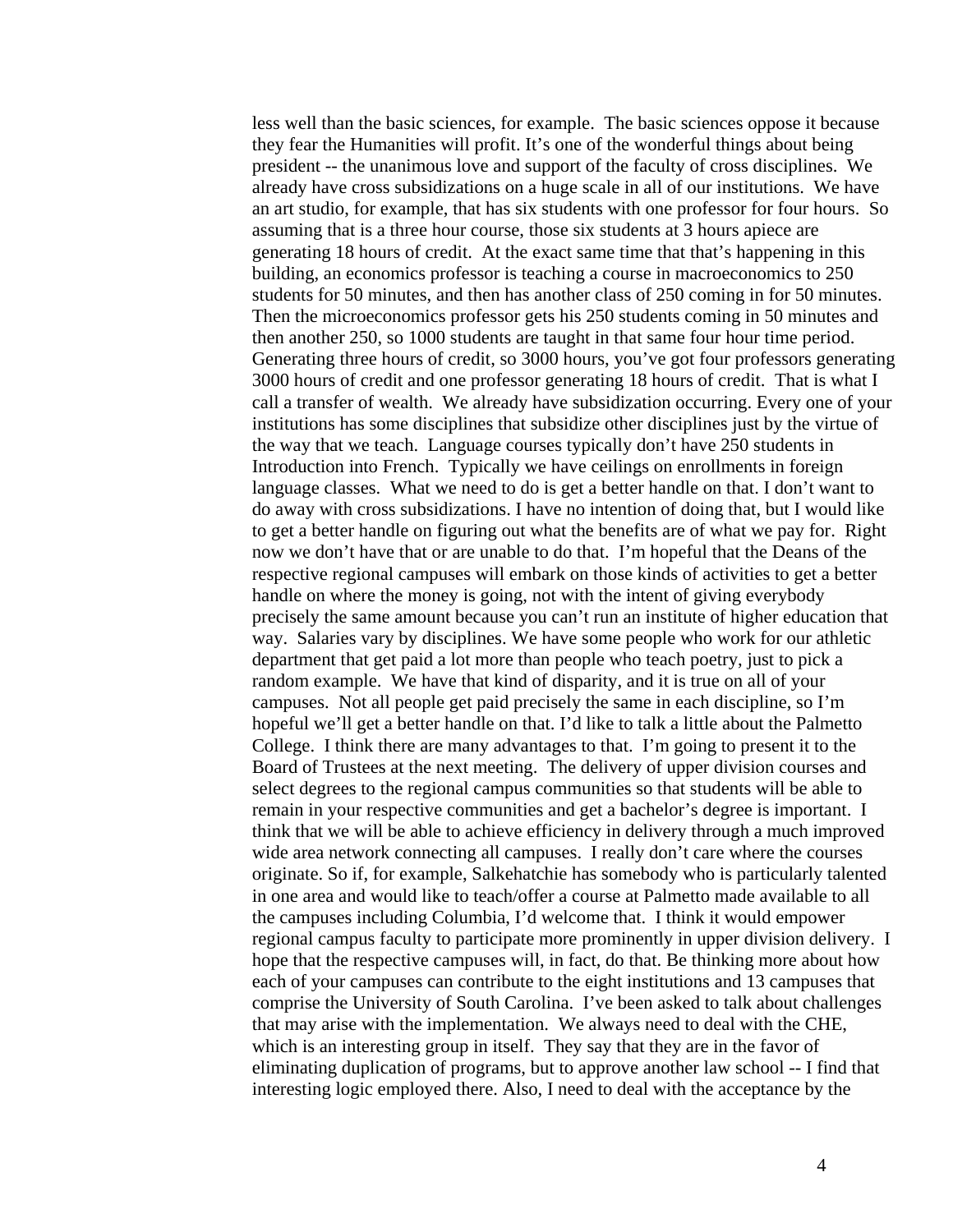less well than the basic sciences, for example. The basic sciences oppose it because they fear the Humanities will profit. It's one of the wonderful things about being president -- the unanimous love and support of the faculty of cross disciplines. We already have cross subsidizations on a huge scale in all of our institutions. We have an art studio, for example, that has six students with one professor for four hours. So assuming that is a three hour course, those six students at 3 hours apiece are generating 18 hours of credit. At the exact same time that that's happening in this building, an economics professor is teaching a course in macroeconomics to 250 students for 50 minutes, and then has another class of 250 coming in for 50 minutes. Then the microeconomics professor gets his 250 students coming in 50 minutes and then another 250, so 1000 students are taught in that same four hour time period. Generating three hours of credit, so 3000 hours, you've got four professors generating 3000 hours of credit and one professor generating 18 hours of credit. That is what I call a transfer of wealth. We already have subsidization occurring. Every one of your institutions has some disciplines that subsidize other disciplines just by the virtue of the way that we teach. Language courses typically don't have 250 students in Introduction into French. Typically we have ceilings on enrollments in foreign language classes. What we need to do is get a better handle on that. I don't want to do away with cross subsidizations. I have no intention of doing that, but I would like to get a better handle on figuring out what the benefits are of what we pay for. Right now we don't have that or are unable to do that. I'm hopeful that the Deans of the respective regional campuses will embark on those kinds of activities to get a better handle on where the money is going, not with the intent of giving everybody precisely the same amount because you can't run an institute of higher education that way. Salaries vary by disciplines. We have some people who work for our athletic department that get paid a lot more than people who teach poetry, just to pick a random example. We have that kind of disparity, and it is true on all of your campuses. Not all people get paid precisely the same in each discipline, so I'm hopeful we'll get a better handle on that. I'd like to talk a little about the Palmetto College. I think there are many advantages to that. I'm going to present it to the Board of Trustees at the next meeting. The delivery of upper division courses and select degrees to the regional campus communities so that students will be able to remain in your respective communities and get a bachelor's degree is important. I think that we will be able to achieve efficiency in delivery through a much improved wide area network connecting all campuses. I really don't care where the courses originate. So if, for example, Salkehatchie has somebody who is particularly talented in one area and would like to teach/offer a course at Palmetto made available to all the campuses including Columbia, I'd welcome that. I think it would empower regional campus faculty to participate more prominently in upper division delivery. I hope that the respective campuses will, in fact, do that. Be thinking more about how each of your campuses can contribute to the eight institutions and 13 campuses that comprise the University of South Carolina. I've been asked to talk about challenges that may arise with the implementation. We always need to deal with the CHE, which is an interesting group in itself. They say that they are in the favor of eliminating duplication of programs, but to approve another law school -- I find that interesting logic employed there. Also, I need to deal with the acceptance by the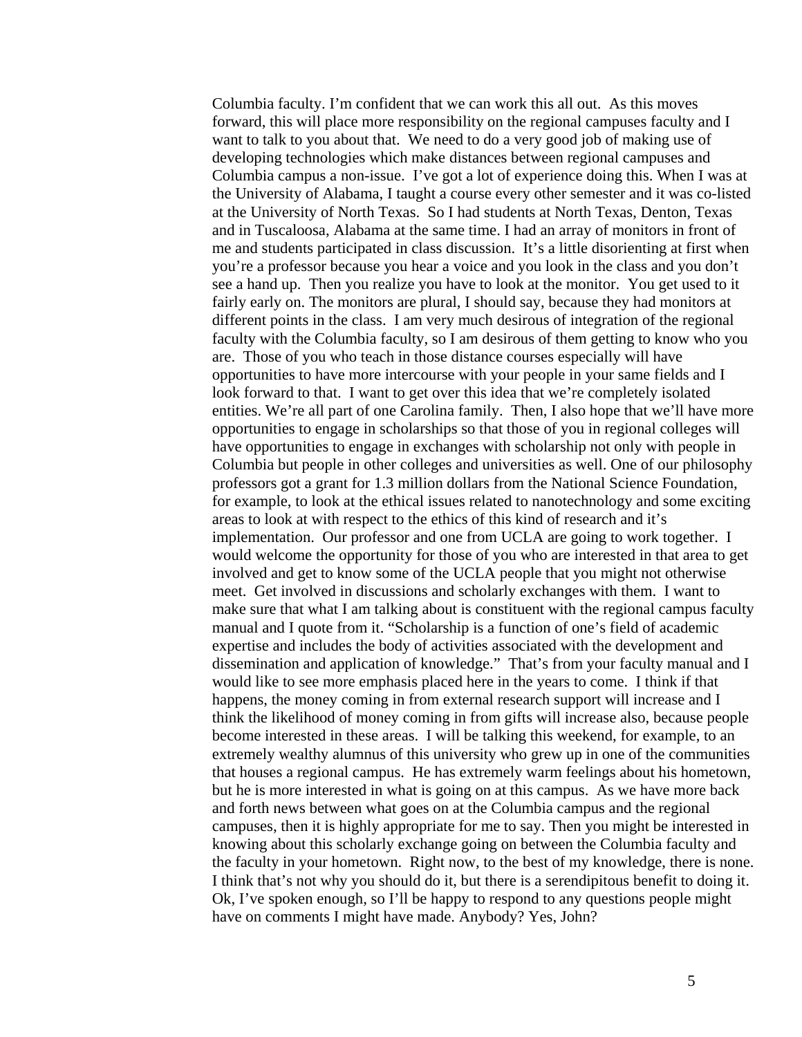Columbia faculty. I'm confident that we can work this all out. As this moves forward, this will place more responsibility on the regional campuses faculty and I want to talk to you about that. We need to do a very good job of making use of developing technologies which make distances between regional campuses and Columbia campus a non-issue. I've got a lot of experience doing this. When I was at the University of Alabama, I taught a course every other semester and it was co-listed at the University of North Texas. So I had students at North Texas, Denton, Texas and in Tuscaloosa, Alabama at the same time. I had an array of monitors in front of me and students participated in class discussion. It's a little disorienting at first when you're a professor because you hear a voice and you look in the class and you don't see a hand up. Then you realize you have to look at the monitor. You get used to it fairly early on. The monitors are plural, I should say, because they had monitors at different points in the class. I am very much desirous of integration of the regional faculty with the Columbia faculty, so I am desirous of them getting to know who you are. Those of you who teach in those distance courses especially will have opportunities to have more intercourse with your people in your same fields and I look forward to that. I want to get over this idea that we're completely isolated entities. We're all part of one Carolina family. Then, I also hope that we'll have more opportunities to engage in scholarships so that those of you in regional colleges will have opportunities to engage in exchanges with scholarship not only with people in Columbia but people in other colleges and universities as well. One of our philosophy professors got a grant for 1.3 million dollars from the National Science Foundation, for example, to look at the ethical issues related to nanotechnology and some exciting areas to look at with respect to the ethics of this kind of research and it's implementation. Our professor and one from UCLA are going to work together. I would welcome the opportunity for those of you who are interested in that area to get involved and get to know some of the UCLA people that you might not otherwise meet. Get involved in discussions and scholarly exchanges with them. I want to make sure that what I am talking about is constituent with the regional campus faculty manual and I quote from it. "Scholarship is a function of one's field of academic expertise and includes the body of activities associated with the development and dissemination and application of knowledge." That's from your faculty manual and I would like to see more emphasis placed here in the years to come. I think if that happens, the money coming in from external research support will increase and I think the likelihood of money coming in from gifts will increase also, because people become interested in these areas. I will be talking this weekend, for example, to an extremely wealthy alumnus of this university who grew up in one of the communities that houses a regional campus. He has extremely warm feelings about his hometown, but he is more interested in what is going on at this campus. As we have more back and forth news between what goes on at the Columbia campus and the regional campuses, then it is highly appropriate for me to say. Then you might be interested in knowing about this scholarly exchange going on between the Columbia faculty and the faculty in your hometown. Right now, to the best of my knowledge, there is none. I think that's not why you should do it, but there is a serendipitous benefit to doing it. Ok, I've spoken enough, so I'll be happy to respond to any questions people might have on comments I might have made. Anybody? Yes, John?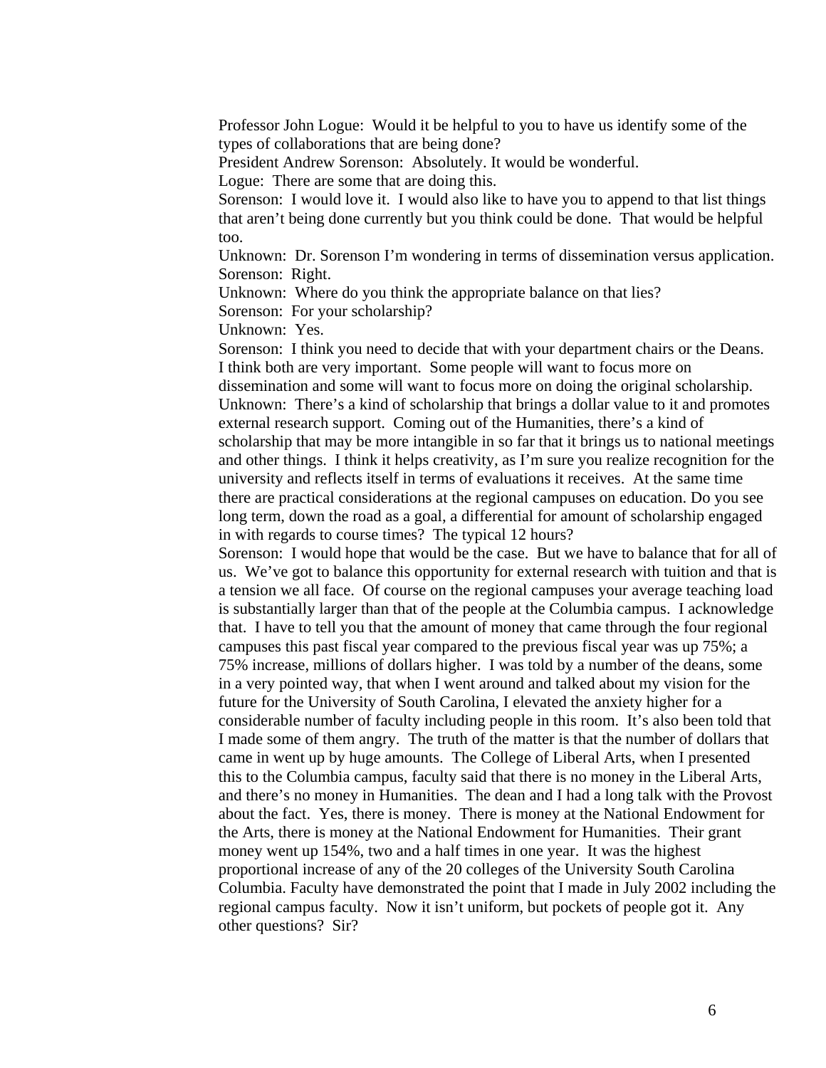Professor John Logue: Would it be helpful to you to have us identify some of the types of collaborations that are being done?

President Andrew Sorenson: Absolutely. It would be wonderful.

Logue: There are some that are doing this.

Sorenson: I would love it. I would also like to have you to append to that list things that aren't being done currently but you think could be done. That would be helpful too.

Unknown: Dr. Sorenson I'm wondering in terms of dissemination versus application.

Sorenson: Right.

Unknown: Where do you think the appropriate balance on that lies?

Sorenson: For your scholarship?

Unknown: Yes.

Sorenson: I think you need to decide that with your department chairs or the Deans. I think both are very important. Some people will want to focus more on dissemination and some will want to focus more on doing the original scholarship.

Unknown: There's a kind of scholarship that brings a dollar value to it and promotes external research support. Coming out of the Humanities, there's a kind of scholarship that may be more intangible in so far that it brings us to national meetings and other things. I think it helps creativity, as I'm sure you realize recognition for the university and reflects itself in terms of evaluations it receives. At the same time there are practical considerations at the regional campuses on education. Do you see long term, down the road as a goal, a differential for amount of scholarship engaged in with regards to course times? The typical 12 hours?

Sorenson: I would hope that would be the case. But we have to balance that for all of us. We've got to balance this opportunity for external research with tuition and that is a tension we all face. Of course on the regional campuses your average teaching load is substantially larger than that of the people at the Columbia campus. I acknowledge that. I have to tell you that the amount of money that came through the four regional campuses this past fiscal year compared to the previous fiscal year was up 75%; a 75% increase, millions of dollars higher. I was told by a number of the deans, some in a very pointed way, that when I went around and talked about my vision for the future for the University of South Carolina, I elevated the anxiety higher for a considerable number of faculty including people in this room. It's also been told that I made some of them angry. The truth of the matter is that the number of dollars that came in went up by huge amounts. The College of Liberal Arts, when I presented this to the Columbia campus, faculty said that there is no money in the Liberal Arts, and there's no money in Humanities. The dean and I had a long talk with the Provost about the fact. Yes, there is money. There is money at the National Endowment for the Arts, there is money at the National Endowment for Humanities. Their grant money went up 154%, two and a half times in one year. It was the highest proportional increase of any of the 20 colleges of the University South Carolina Columbia. Faculty have demonstrated the point that I made in July 2002 including the regional campus faculty. Now it isn't uniform, but pockets of people got it. Any other questions? Sir?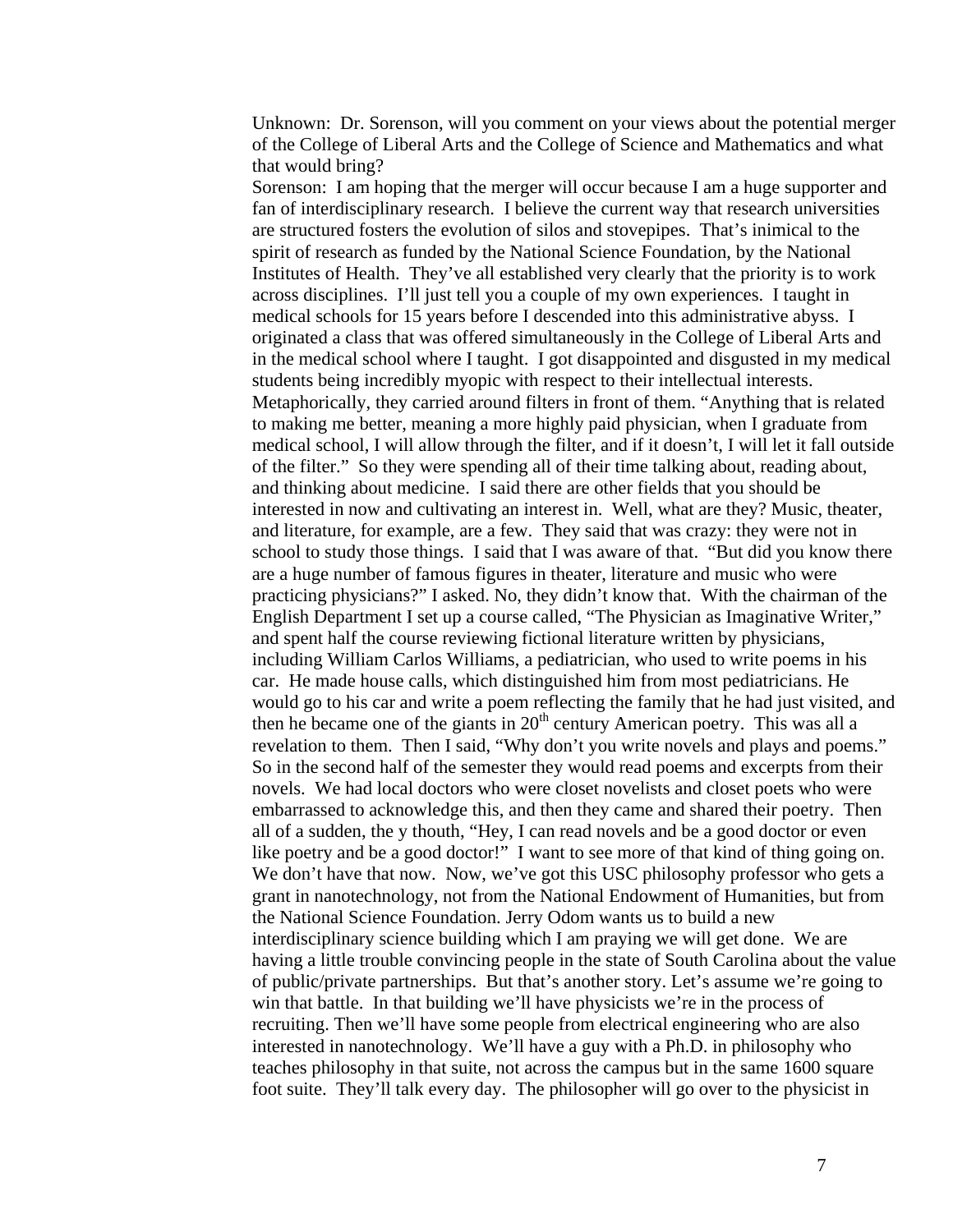Unknown: Dr. Sorenson, will you comment on your views about the potential merger of the College of Liberal Arts and the College of Science and Mathematics and what that would bring?

Sorenson: I am hoping that the merger will occur because I am a huge supporter and fan of interdisciplinary research. I believe the current way that research universities are structured fosters the evolution of silos and stovepipes. That's inimical to the spirit of research as funded by the National Science Foundation, by the National Institutes of Health. They've all established very clearly that the priority is to work across disciplines. I'll just tell you a couple of my own experiences. I taught in medical schools for 15 years before I descended into this administrative abyss. I originated a class that was offered simultaneously in the College of Liberal Arts and in the medical school where I taught. I got disappointed and disgusted in my medical students being incredibly myopic with respect to their intellectual interests. Metaphorically, they carried around filters in front of them. "Anything that is related to making me better, meaning a more highly paid physician, when I graduate from medical school, I will allow through the filter, and if it doesn't, I will let it fall outside of the filter." So they were spending all of their time talking about, reading about, and thinking about medicine. I said there are other fields that you should be interested in now and cultivating an interest in. Well, what are they? Music, theater, and literature, for example, are a few. They said that was crazy: they were not in school to study those things. I said that I was aware of that. "But did you know there are a huge number of famous figures in theater, literature and music who were practicing physicians?" I asked. No, they didn't know that. With the chairman of the English Department I set up a course called, "The Physician as Imaginative Writer," and spent half the course reviewing fictional literature written by physicians, including William Carlos Williams, a pediatrician, who used to write poems in his car. He made house calls, which distinguished him from most pediatricians. He would go to his car and write a poem reflecting the family that he had just visited, and then he became one of the giants in 20th century American poetry. This was all a revelation to them. Then I said, "Why don't you write novels and plays and poems." So in the second half of the semester they would read poems and excerpts from their novels. We had local doctors who were closet novelists and closet poets who were embarrassed to acknowledge this, and then they came and shared their poetry. Then all of a sudden, the y thouth, "Hey, I can read novels and be a good doctor or even like poetry and be a good doctor!" I want to see more of that kind of thing going on. We don't have that now. Now, we've got this USC philosophy professor who gets a grant in nanotechnology, not from the National Endowment of Humanities, but from the National Science Foundation. Jerry Odom wants us to build a new interdisciplinary science building which I am praying we will get done. We are having a little trouble convincing people in the state of South Carolina about the value of public/private partnerships. But that's another story. Let's assume we're going to win that battle. In that building we'll have physicists we're in the process of recruiting. Then we'll have some people from electrical engineering who are also interested in nanotechnology. We'll have a guy with a Ph.D. in philosophy who teaches philosophy in that suite, not across the campus but in the same 1600 square foot suite. They'll talk every day. The philosopher will go over to the physicist in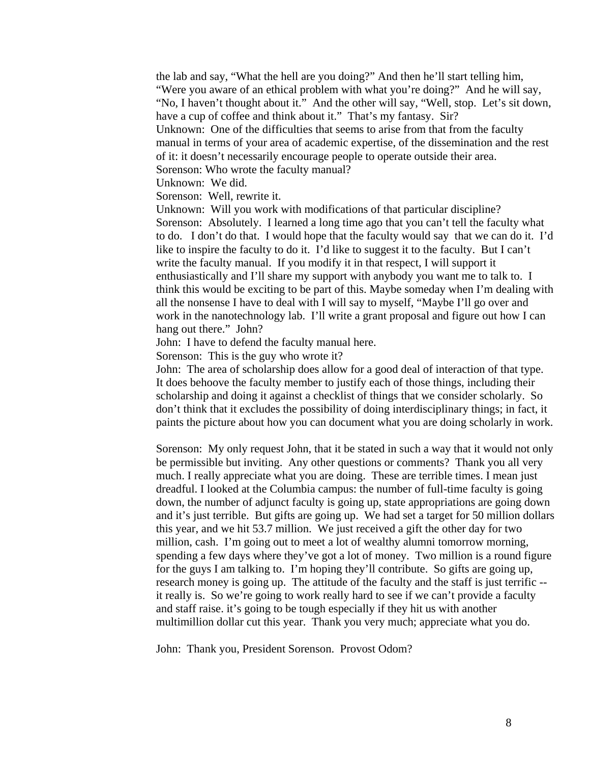the lab and say, "What the hell are you doing?" And then he'll start telling him, "Were you aware of an ethical problem with what you're doing?" And he will say, "No, I haven't thought about it." And the other will say, "Well, stop. Let's sit down, have a cup of coffee and think about it." That's my fantasy. Sir?
Unknown: One of the difficulties that seems to arise from that from the faculty manual in terms of your area of academic expertise, of the dissemination and the rest of it: it doesn't necessarily encourage people to operate outside their area.
Sorenson: Who wrote the faculty manual?
Unknown: We did.
Sorenson: Well, rewrite it.
Unknown: Will you work with modifications of that particular discipline?
Sorenson: Absolutely. I learned a long time ago that you can't tell the faculty what to do. I don't do that. I would hope that the faculty would say that we can do it. I'd like to inspire the faculty to do it. I'd like to suggest it to the faculty. But I can't write the faculty manual. If you modify it in that respect, I will support it enthusiastically and I'll share my support with anybody you want me to talk to. I think this would be exciting to be part of this. Maybe someday when I'm dealing with all the nonsense I have to deal with I will say to myself, "Maybe I'll go over and work in the nanotechnology lab. I'll write a grant proposal and figure out how I can hang out there." John?
John: I have to defend the faculty manual here.
Sorenson: This is the guy who wrote it?
John: The area of scholarship does allow for a good deal of interaction of that type. It does behoove the faculty member to justify each of those things, including their scholarship and doing it against a checklist of things that we consider scholarly. So don't think that it excludes the possibility of doing interdisciplinary things; in fact, it paints the picture about how you can document what you are doing scholarly in work.

Sorenson: My only request John, that it be stated in such a way that it would not only be permissible but inviting. Any other questions or comments? Thank you all very much. I really appreciate what you are doing. These are terrible times. I mean just dreadful. I looked at the Columbia campus: the number of full-time faculty is going down, the number of adjunct faculty is going up, state appropriations are going down and it's just terrible. But gifts are going up. We had set a target for 50 million dollars this year, and we hit 53.7 million. We just received a gift the other day for two million, cash. I'm going out to meet a lot of wealthy alumni tomorrow morning, spending a few days where they've got a lot of money. Two million is a round figure for the guys I am talking to. I'm hoping they'll contribute. So gifts are going up, research money is going up. The attitude of the faculty and the staff is just terrific -- it really is. So we're going to work really hard to see if we can't provide a faculty and staff raise. it's going to be tough especially if they hit us with another multimillion dollar cut this year. Thank you very much; appreciate what you do.

John: Thank you, President Sorenson. Provost Odom?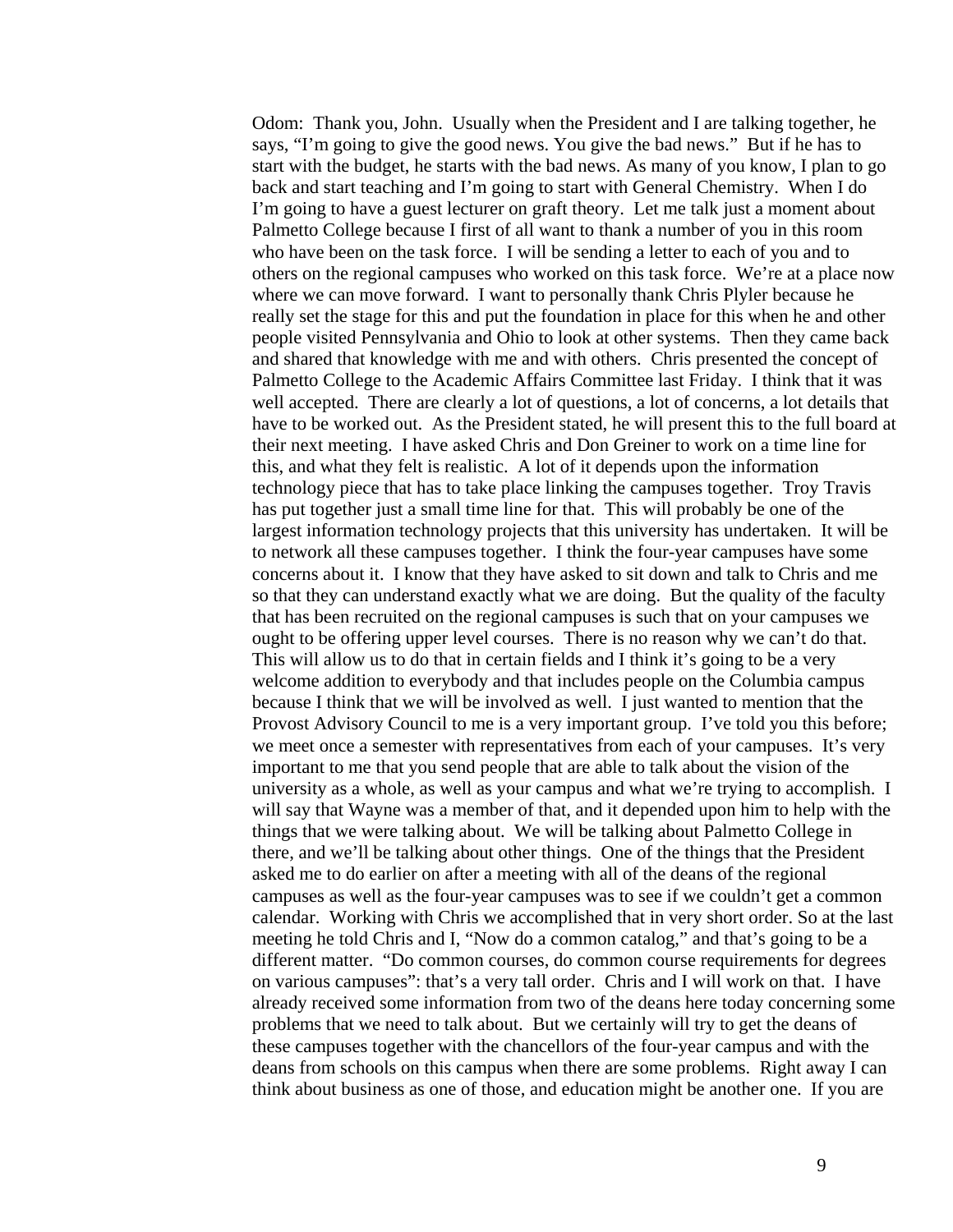Odom: Thank you, John. Usually when the President and I are talking together, he says, "I'm going to give the good news. You give the bad news." But if he has to start with the budget, he starts with the bad news. As many of you know, I plan to go back and start teaching and I'm going to start with General Chemistry. When I do I'm going to have a guest lecturer on graft theory. Let me talk just a moment about Palmetto College because I first of all want to thank a number of you in this room who have been on the task force. I will be sending a letter to each of you and to others on the regional campuses who worked on this task force. We're at a place now where we can move forward. I want to personally thank Chris Plyler because he really set the stage for this and put the foundation in place for this when he and other people visited Pennsylvania and Ohio to look at other systems. Then they came back and shared that knowledge with me and with others. Chris presented the concept of Palmetto College to the Academic Affairs Committee last Friday. I think that it was well accepted. There are clearly a lot of questions, a lot of concerns, a lot details that have to be worked out. As the President stated, he will present this to the full board at their next meeting. I have asked Chris and Don Greiner to work on a time line for this, and what they felt is realistic. A lot of it depends upon the information technology piece that has to take place linking the campuses together. Troy Travis has put together just a small time line for that. This will probably be one of the largest information technology projects that this university has undertaken. It will be to network all these campuses together. I think the four-year campuses have some concerns about it. I know that they have asked to sit down and talk to Chris and me so that they can understand exactly what we are doing. But the quality of the faculty that has been recruited on the regional campuses is such that on your campuses we ought to be offering upper level courses. There is no reason why we can't do that. This will allow us to do that in certain fields and I think it's going to be a very welcome addition to everybody and that includes people on the Columbia campus because I think that we will be involved as well. I just wanted to mention that the Provost Advisory Council to me is a very important group. I've told you this before; we meet once a semester with representatives from each of your campuses. It's very important to me that you send people that are able to talk about the vision of the university as a whole, as well as your campus and what we're trying to accomplish. I will say that Wayne was a member of that, and it depended upon him to help with the things that we were talking about. We will be talking about Palmetto College in there, and we'll be talking about other things. One of the things that the President asked me to do earlier on after a meeting with all of the deans of the regional campuses as well as the four-year campuses was to see if we couldn't get a common calendar. Working with Chris we accomplished that in very short order. So at the last meeting he told Chris and I, "Now do a common catalog," and that's going to be a different matter. "Do common courses, do common course requirements for degrees on various campuses": that's a very tall order. Chris and I will work on that. I have already received some information from two of the deans here today concerning some problems that we need to talk about. But we certainly will try to get the deans of these campuses together with the chancellors of the four-year campus and with the deans from schools on this campus when there are some problems. Right away I can think about business as one of those, and education might be another one. If you are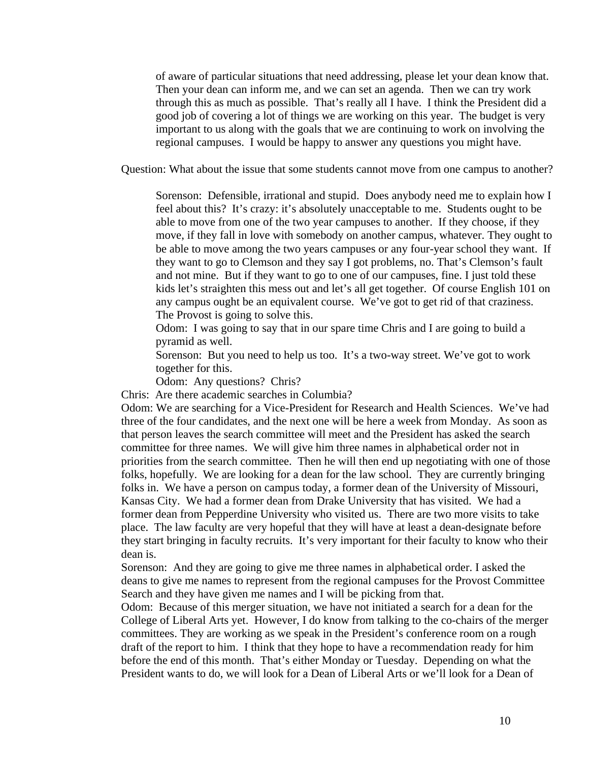of aware of particular situations that need addressing, please let your dean know that. Then your dean can inform me, and we can set an agenda. Then we can try work through this as much as possible. That's really all I have. I think the President did a good job of covering a lot of things we are working on this year. The budget is very important to us along with the goals that we are continuing to work on involving the regional campuses. I would be happy to answer any questions you might have.

Question: What about the issue that some students cannot move from one campus to another?

Sorenson: Defensible, irrational and stupid. Does anybody need me to explain how I feel about this? It's crazy: it's absolutely unacceptable to me. Students ought to be able to move from one of the two year campuses to another. If they choose, if they move, if they fall in love with somebody on another campus, whatever. They ought to be able to move among the two years campuses or any four-year school they want. If they want to go to Clemson and they say I got problems, no. That's Clemson's fault and not mine. But if they want to go to one of our campuses, fine. I just told these kids let's straighten this mess out and let's all get together. Of course English 101 on any campus ought be an equivalent course. We've got to get rid of that craziness. The Provost is going to solve this.

Odom: I was going to say that in our spare time Chris and I are going to build a pyramid as well.

Sorenson: But you need to help us too. It's a two-way street. We've got to work together for this.

Odom: Any questions? Chris?

Chris: Are there academic searches in Columbia?

Odom: We are searching for a Vice-President for Research and Health Sciences. We've had three of the four candidates, and the next one will be here a week from Monday. As soon as that person leaves the search committee will meet and the President has asked the search committee for three names. We will give him three names in alphabetical order not in priorities from the search committee. Then he will then end up negotiating with one of those folks, hopefully. We are looking for a dean for the law school. They are currently bringing folks in. We have a person on campus today, a former dean of the University of Missouri, Kansas City. We had a former dean from Drake University that has visited. We had a former dean from Pepperdine University who visited us. There are two more visits to take place. The law faculty are very hopeful that they will have at least a dean-designate before they start bringing in faculty recruits. It's very important for their faculty to know who their dean is.

Sorenson: And they are going to give me three names in alphabetical order. I asked the deans to give me names to represent from the regional campuses for the Provost Committee Search and they have given me names and I will be picking from that.

Odom: Because of this merger situation, we have not initiated a search for a dean for the College of Liberal Arts yet. However, I do know from talking to the co-chairs of the merger committees. They are working as we speak in the President's conference room on a rough draft of the report to him. I think that they hope to have a recommendation ready for him before the end of this month. That's either Monday or Tuesday. Depending on what the President wants to do, we will look for a Dean of Liberal Arts or we'll look for a Dean of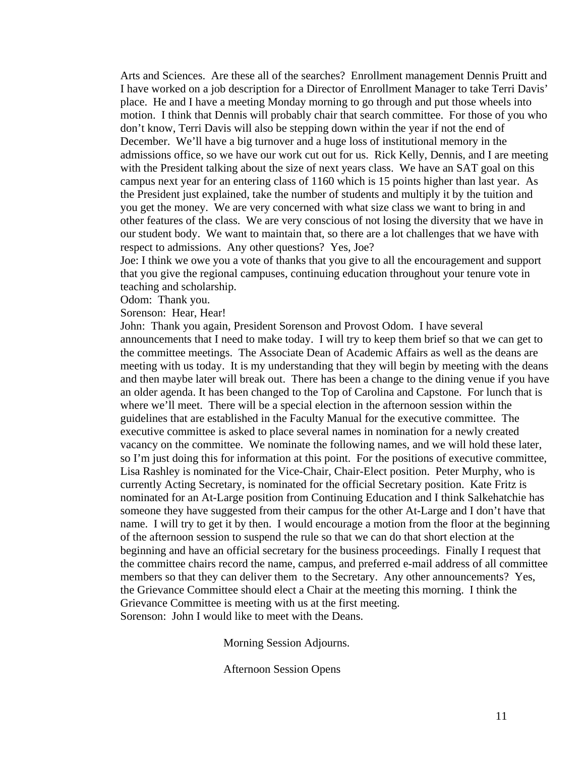Arts and Sciences. Are these all of the searches? Enrollment management Dennis Pruitt and I have worked on a job description for a Director of Enrollment Manager to take Terri Davis' place. He and I have a meeting Monday morning to go through and put those wheels into motion. I think that Dennis will probably chair that search committee. For those of you who don't know, Terri Davis will also be stepping down within the year if not the end of December. We'll have a big turnover and a huge loss of institutional memory in the admissions office, so we have our work cut out for us. Rick Kelly, Dennis, and I are meeting with the President talking about the size of next years class. We have an SAT goal on this campus next year for an entering class of 1160 which is 15 points higher than last year. As the President just explained, take the number of students and multiply it by the tuition and you get the money. We are very concerned with what size class we want to bring in and other features of the class. We are very conscious of not losing the diversity that we have in our student body. We want to maintain that, so there are a lot challenges that we have with respect to admissions. Any other questions? Yes, Joe?

Joe: I think we owe you a vote of thanks that you give to all the encouragement and support that you give the regional campuses, continuing education throughout your tenure vote in teaching and scholarship.

Odom: Thank you.

Sorenson: Hear, Hear!

John: Thank you again, President Sorenson and Provost Odom. I have several announcements that I need to make today. I will try to keep them brief so that we can get to the committee meetings. The Associate Dean of Academic Affairs as well as the deans are meeting with us today. It is my understanding that they will begin by meeting with the deans and then maybe later will break out. There has been a change to the dining venue if you have an older agenda. It has been changed to the Top of Carolina and Capstone. For lunch that is where we'll meet. There will be a special election in the afternoon session within the guidelines that are established in the Faculty Manual for the executive committee. The executive committee is asked to place several names in nomination for a newly created vacancy on the committee. We nominate the following names, and we will hold these later, so I'm just doing this for information at this point. For the positions of executive committee, Lisa Rashley is nominated for the Vice-Chair, Chair-Elect position. Peter Murphy, who is currently Acting Secretary, is nominated for the official Secretary position. Kate Fritz is nominated for an At-Large position from Continuing Education and I think Salkehatchie has someone they have suggested from their campus for the other At-Large and I don't have that name. I will try to get it by then. I would encourage a motion from the floor at the beginning of the afternoon session to suspend the rule so that we can do that short election at the beginning and have an official secretary for the business proceedings. Finally I request that the committee chairs record the name, campus, and preferred e-mail address of all committee members so that they can deliver them to the Secretary. Any other announcements? Yes, the Grievance Committee should elect a Chair at the meeting this morning. I think the Grievance Committee is meeting with us at the first meeting.

Sorenson: John I would like to meet with the Deans.

Morning Session Adjourns.

Afternoon Session Opens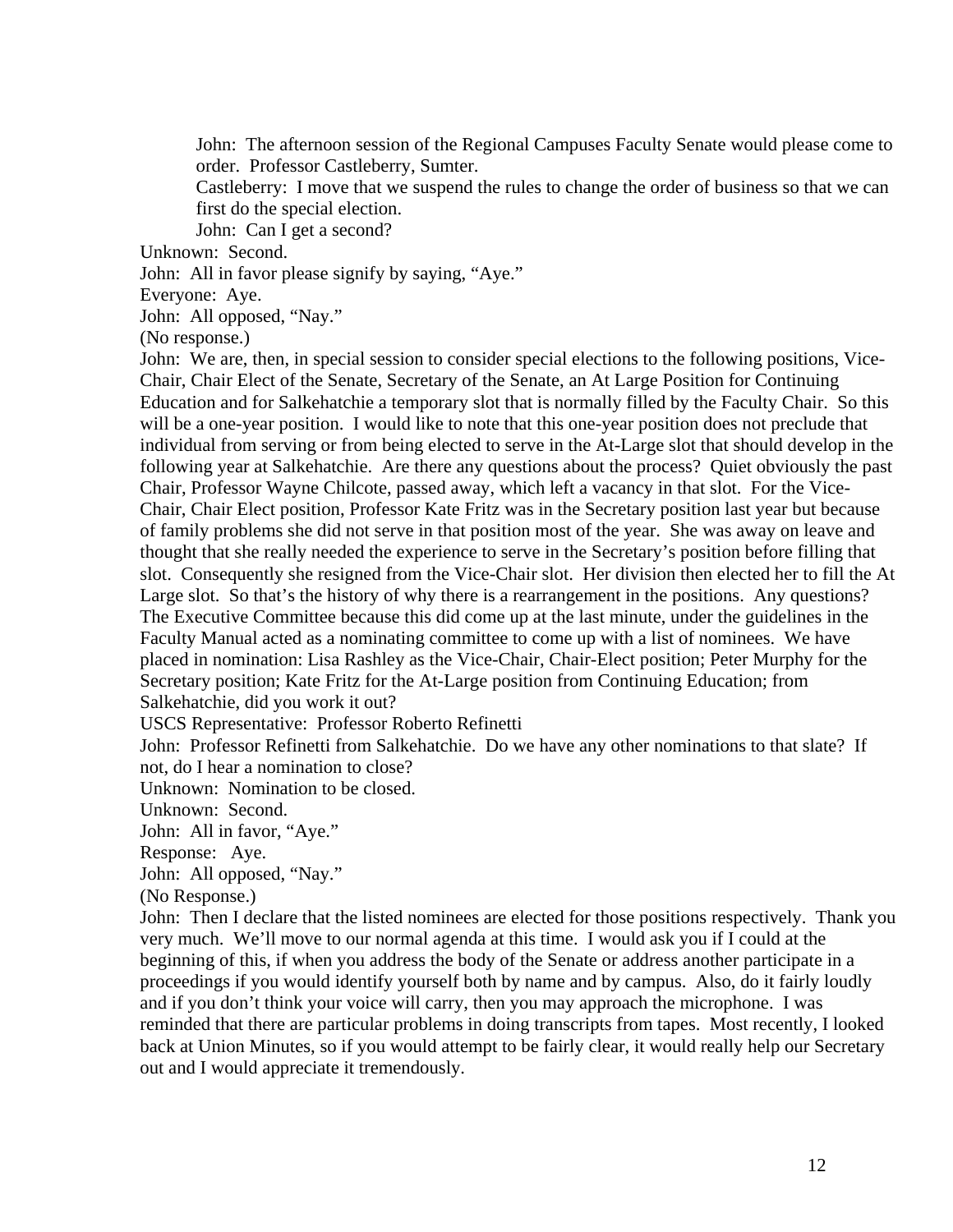John: The afternoon session of the Regional Campuses Faculty Senate would please come to order. Professor Castleberry, Sumter.

Castleberry: I move that we suspend the rules to change the order of business so that we can first do the special election.

John: Can I get a second?

Unknown: Second.

John: All in favor please signify by saying, "Aye."

Everyone: Aye.

John: All opposed, "Nay."

(No response.)

John: We are, then, in special session to consider special elections to the following positions, Vice-Chair, Chair Elect of the Senate, Secretary of the Senate, an At Large Position for Continuing Education and for Salkehatchie a temporary slot that is normally filled by the Faculty Chair. So this will be a one-year position. I would like to note that this one-year position does not preclude that individual from serving or from being elected to serve in the At-Large slot that should develop in the following year at Salkehatchie. Are there any questions about the process? Quiet obviously the past Chair, Professor Wayne Chilcote, passed away, which left a vacancy in that slot. For the Vice-Chair, Chair Elect position, Professor Kate Fritz was in the Secretary position last year but because of family problems she did not serve in that position most of the year. She was away on leave and thought that she really needed the experience to serve in the Secretary's position before filling that slot. Consequently she resigned from the Vice-Chair slot. Her division then elected her to fill the At Large slot. So that's the history of why there is a rearrangement in the positions. Any questions? The Executive Committee because this did come up at the last minute, under the guidelines in the Faculty Manual acted as a nominating committee to come up with a list of nominees. We have placed in nomination: Lisa Rashley as the Vice-Chair, Chair-Elect position; Peter Murphy for the Secretary position; Kate Fritz for the At-Large position from Continuing Education; from Salkehatchie, did you work it out?

USCS Representative: Professor Roberto Refinetti

John: Professor Refinetti from Salkehatchie. Do we have any other nominations to that slate? If not, do I hear a nomination to close?

Unknown: Nomination to be closed.

Unknown: Second.

John: All in favor, "Aye."

Response: Aye.

John: All opposed, "Nay."

(No Response.)

John: Then I declare that the listed nominees are elected for those positions respectively. Thank you very much. We'll move to our normal agenda at this time. I would ask you if I could at the beginning of this, if when you address the body of the Senate or address another participate in a proceedings if you would identify yourself both by name and by campus. Also, do it fairly loudly and if you don't think your voice will carry, then you may approach the microphone. I was reminded that there are particular problems in doing transcripts from tapes. Most recently, I looked back at Union Minutes, so if you would attempt to be fairly clear, it would really help our Secretary out and I would appreciate it tremendously.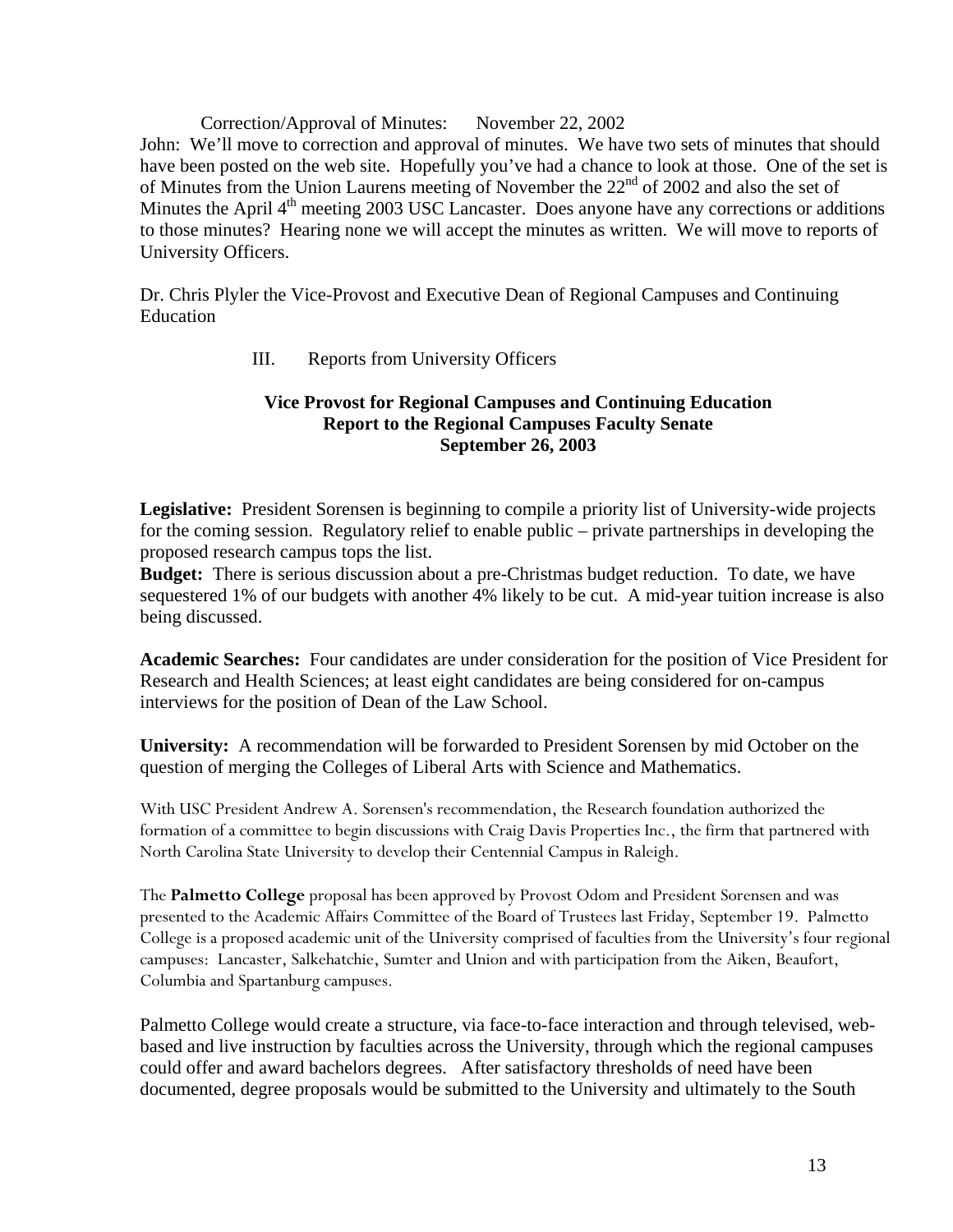Correction/Approval of Minutes: November 22, 2002

John: We'll move to correction and approval of minutes. We have two sets of minutes that should have been posted on the web site. Hopefully you've had a chance to look at those. One of the set is of Minutes from the Union Laurens meeting of November the 22nd of 2002 and also the set of Minutes the April 4th meeting 2003 USC Lancaster. Does anyone have any corrections or additions to those minutes? Hearing none we will accept the minutes as written. We will move to reports of University Officers.

Dr. Chris Plyler the Vice-Provost and Executive Dean of Regional Campuses and Continuing Education

III. Reports from University Officers

**Vice Provost for Regional Campuses and Continuing Education**
**Report to the Regional Campuses Faculty Senate**
**September 26, 2003**

**Legislative:** President Sorensen is beginning to compile a priority list of University-wide projects for the coming session. Regulatory relief to enable public – private partnerships in developing the proposed research campus tops the list.

**Budget:** There is serious discussion about a pre-Christmas budget reduction. To date, we have sequestered 1% of our budgets with another 4% likely to be cut. A mid-year tuition increase is also being discussed.

**Academic Searches:** Four candidates are under consideration for the position of Vice President for Research and Health Sciences; at least eight candidates are being considered for on-campus interviews for the position of Dean of the Law School.

**University:** A recommendation will be forwarded to President Sorensen by mid October on the question of merging the Colleges of Liberal Arts with Science and Mathematics.

With USC President Andrew A. Sorensen's recommendation, the Research foundation authorized the formation of a committee to begin discussions with Craig Davis Properties Inc., the firm that partnered with North Carolina State University to develop their Centennial Campus in Raleigh.

The **Palmetto College** proposal has been approved by Provost Odom and President Sorensen and was presented to the Academic Affairs Committee of the Board of Trustees last Friday, September 19. Palmetto College is a proposed academic unit of the University comprised of faculties from the University's four regional campuses: Lancaster, Salkehatchie, Sumter and Union and with participation from the Aiken, Beaufort, Columbia and Spartanburg campuses.

Palmetto College would create a structure, via face-to-face interaction and through televised, web-based and live instruction by faculties across the University, through which the regional campuses could offer and award bachelors degrees. After satisfactory thresholds of need have been documented, degree proposals would be submitted to the University and ultimately to the South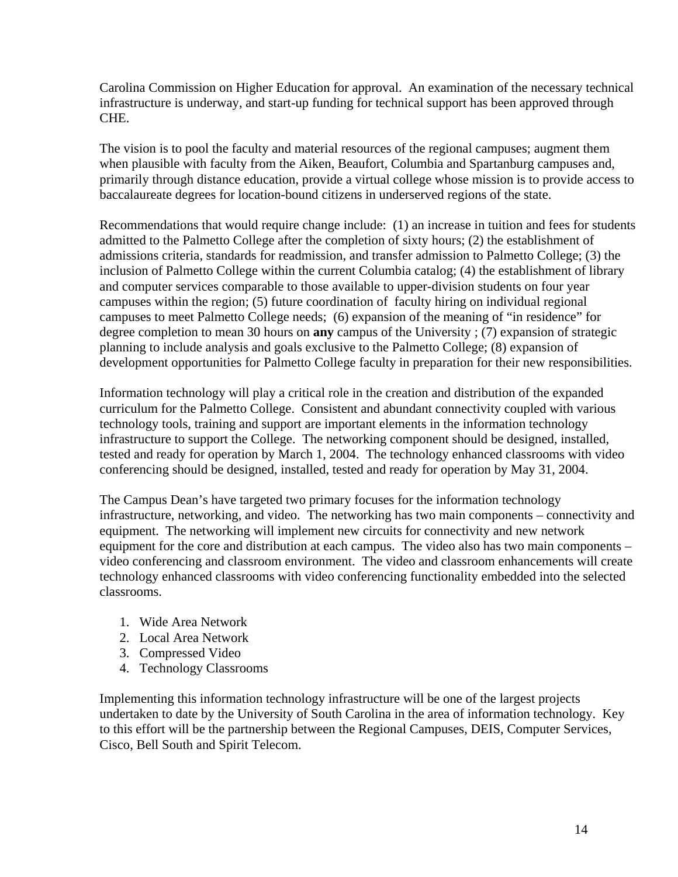Carolina Commission on Higher Education for approval. An examination of the necessary technical infrastructure is underway, and start-up funding for technical support has been approved through CHE.

The vision is to pool the faculty and material resources of the regional campuses; augment them when plausible with faculty from the Aiken, Beaufort, Columbia and Spartanburg campuses and, primarily through distance education, provide a virtual college whose mission is to provide access to baccalaureate degrees for location-bound citizens in underserved regions of the state.

Recommendations that would require change include: (1) an increase in tuition and fees for students admitted to the Palmetto College after the completion of sixty hours; (2) the establishment of admissions criteria, standards for readmission, and transfer admission to Palmetto College; (3) the inclusion of Palmetto College within the current Columbia catalog; (4) the establishment of library and computer services comparable to those available to upper-division students on four year campuses within the region; (5) future coordination of faculty hiring on individual regional campuses to meet Palmetto College needs; (6) expansion of the meaning of "in residence" for degree completion to mean 30 hours on **any** campus of the University ; (7) expansion of strategic planning to include analysis and goals exclusive to the Palmetto College; (8) expansion of development opportunities for Palmetto College faculty in preparation for their new responsibilities.

Information technology will play a critical role in the creation and distribution of the expanded curriculum for the Palmetto College. Consistent and abundant connectivity coupled with various technology tools, training and support are important elements in the information technology infrastructure to support the College. The networking component should be designed, installed, tested and ready for operation by March 1, 2004. The technology enhanced classrooms with video conferencing should be designed, installed, tested and ready for operation by May 31, 2004.

The Campus Dean's have targeted two primary focuses for the information technology infrastructure, networking, and video. The networking has two main components – connectivity and equipment. The networking will implement new circuits for connectivity and new network equipment for the core and distribution at each campus. The video also has two main components – video conferencing and classroom environment. The video and classroom enhancements will create technology enhanced classrooms with video conferencing functionality embedded into the selected classrooms.

1. Wide Area Network
2. Local Area Network
3. Compressed Video
4. Technology Classrooms

Implementing this information technology infrastructure will be one of the largest projects undertaken to date by the University of South Carolina in the area of information technology. Key to this effort will be the partnership between the Regional Campuses, DEIS, Computer Services, Cisco, Bell South and Spirit Telecom.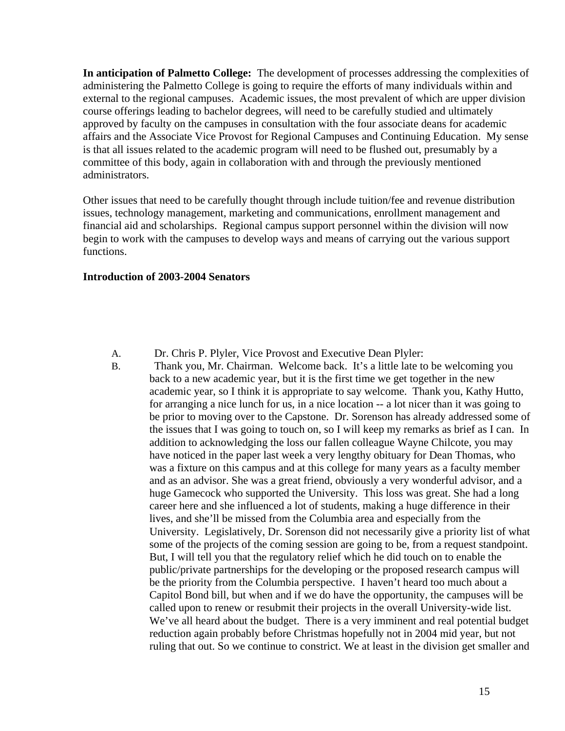**In anticipation of Palmetto College:** The development of processes addressing the complexities of administering the Palmetto College is going to require the efforts of many individuals within and external to the regional campuses. Academic issues, the most prevalent of which are upper division course offerings leading to bachelor degrees, will need to be carefully studied and ultimately approved by faculty on the campuses in consultation with the four associate deans for academic affairs and the Associate Vice Provost for Regional Campuses and Continuing Education. My sense is that all issues related to the academic program will need to be flushed out, presumably by a committee of this body, again in collaboration with and through the previously mentioned administrators.

Other issues that need to be carefully thought through include tuition/fee and revenue distribution issues, technology management, marketing and communications, enrollment management and financial aid and scholarships. Regional campus support personnel within the division will now begin to work with the campuses to develop ways and means of carrying out the various support functions.

**Introduction of 2003-2004 Senators**

A. Dr. Chris P. Plyler, Vice Provost and Executive Dean Plyler:

B. Thank you, Mr. Chairman. Welcome back. It's a little late to be welcoming you back to a new academic year, but it is the first time we get together in the new academic year, so I think it is appropriate to say welcome. Thank you, Kathy Hutto, for arranging a nice lunch for us, in a nice location -- a lot nicer than it was going to be prior to moving over to the Capstone. Dr. Sorenson has already addressed some of the issues that I was going to touch on, so I will keep my remarks as brief as I can. In addition to acknowledging the loss our fallen colleague Wayne Chilcote, you may have noticed in the paper last week a very lengthy obituary for Dean Thomas, who was a fixture on this campus and at this college for many years as a faculty member and as an advisor. She was a great friend, obviously a very wonderful advisor, and a huge Gamecock who supported the University. This loss was great. She had a long career here and she influenced a lot of students, making a huge difference in their lives, and she'll be missed from the Columbia area and especially from the University. Legislatively, Dr. Sorenson did not necessarily give a priority list of what some of the projects of the coming session are going to be, from a request standpoint. But, I will tell you that the regulatory relief which he did touch on to enable the public/private partnerships for the developing or the proposed research campus will be the priority from the Columbia perspective. I haven't heard too much about a Capitol Bond bill, but when and if we do have the opportunity, the campuses will be called upon to renew or resubmit their projects in the overall University-wide list. We've all heard about the budget. There is a very imminent and real potential budget reduction again probably before Christmas hopefully not in 2004 mid year, but not ruling that out. So we continue to constrict. We at least in the division get smaller and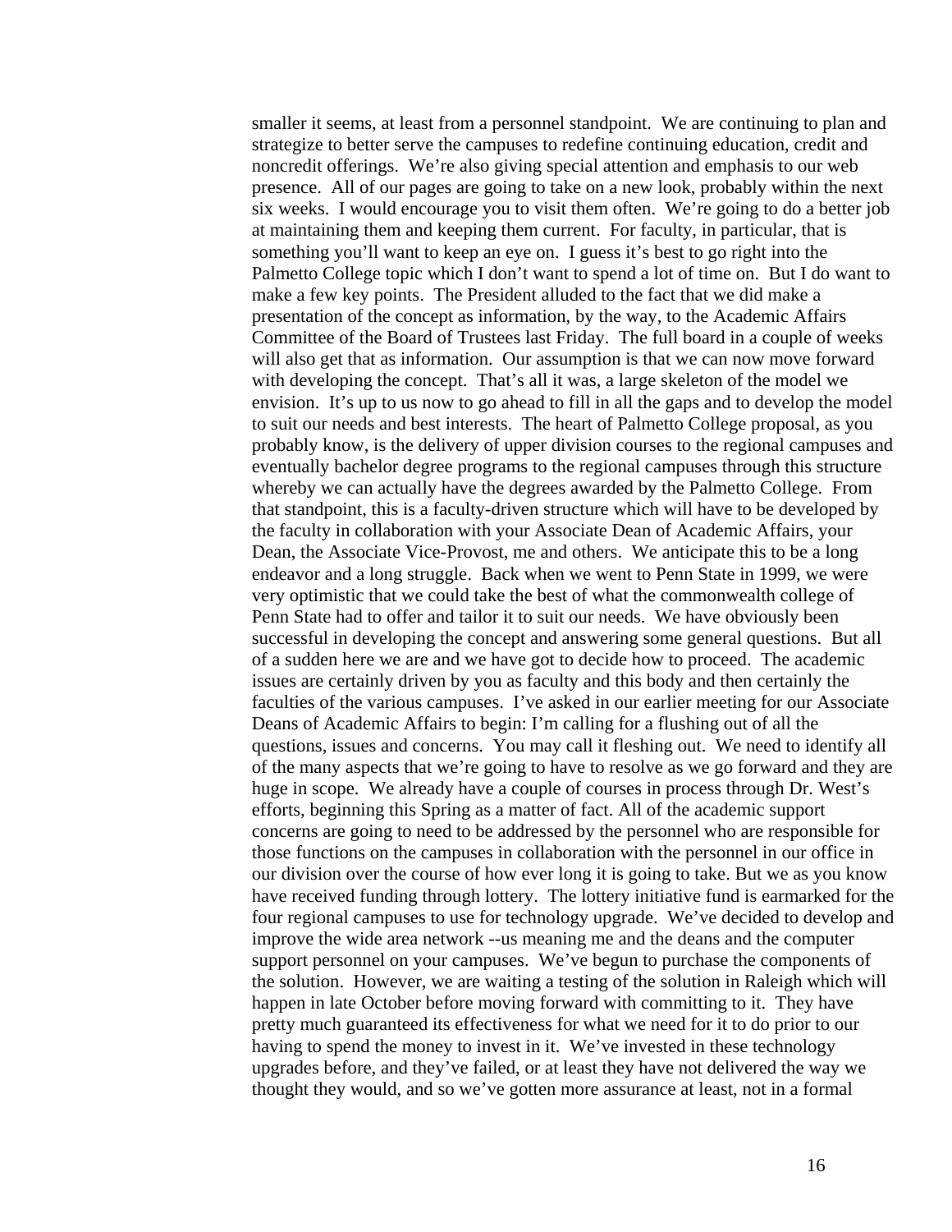smaller it seems, at least from a personnel standpoint. We are continuing to plan and strategize to better serve the campuses to redefine continuing education, credit and noncredit offerings. We're also giving special attention and emphasis to our web presence. All of our pages are going to take on a new look, probably within the next six weeks. I would encourage you to visit them often. We're going to do a better job at maintaining them and keeping them current. For faculty, in particular, that is something you'll want to keep an eye on. I guess it's best to go right into the Palmetto College topic which I don't want to spend a lot of time on. But I do want to make a few key points. The President alluded to the fact that we did make a presentation of the concept as information, by the way, to the Academic Affairs Committee of the Board of Trustees last Friday. The full board in a couple of weeks will also get that as information. Our assumption is that we can now move forward with developing the concept. That's all it was, a large skeleton of the model we envision. It's up to us now to go ahead to fill in all the gaps and to develop the model to suit our needs and best interests. The heart of Palmetto College proposal, as you probably know, is the delivery of upper division courses to the regional campuses and eventually bachelor degree programs to the regional campuses through this structure whereby we can actually have the degrees awarded by the Palmetto College. From that standpoint, this is a faculty-driven structure which will have to be developed by the faculty in collaboration with your Associate Dean of Academic Affairs, your Dean, the Associate Vice-Provost, me and others. We anticipate this to be a long endeavor and a long struggle. Back when we went to Penn State in 1999, we were very optimistic that we could take the best of what the commonwealth college of Penn State had to offer and tailor it to suit our needs. We have obviously been successful in developing the concept and answering some general questions. But all of a sudden here we are and we have got to decide how to proceed. The academic issues are certainly driven by you as faculty and this body and then certainly the faculties of the various campuses. I've asked in our earlier meeting for our Associate Deans of Academic Affairs to begin: I'm calling for a flushing out of all the questions, issues and concerns. You may call it fleshing out. We need to identify all of the many aspects that we're going to have to resolve as we go forward and they are huge in scope. We already have a couple of courses in process through Dr. West's efforts, beginning this Spring as a matter of fact. All of the academic support concerns are going to need to be addressed by the personnel who are responsible for those functions on the campuses in collaboration with the personnel in our office in our division over the course of how ever long it is going to take. But we as you know have received funding through lottery. The lottery initiative fund is earmarked for the four regional campuses to use for technology upgrade. We've decided to develop and improve the wide area network --us meaning me and the deans and the computer support personnel on your campuses. We've begun to purchase the components of the solution. However, we are waiting a testing of the solution in Raleigh which will happen in late October before moving forward with committing to it. They have pretty much guaranteed its effectiveness for what we need for it to do prior to our having to spend the money to invest in it. We've invested in these technology upgrades before, and they've failed, or at least they have not delivered the way we thought they would, and so we've gotten more assurance at least, not in a formal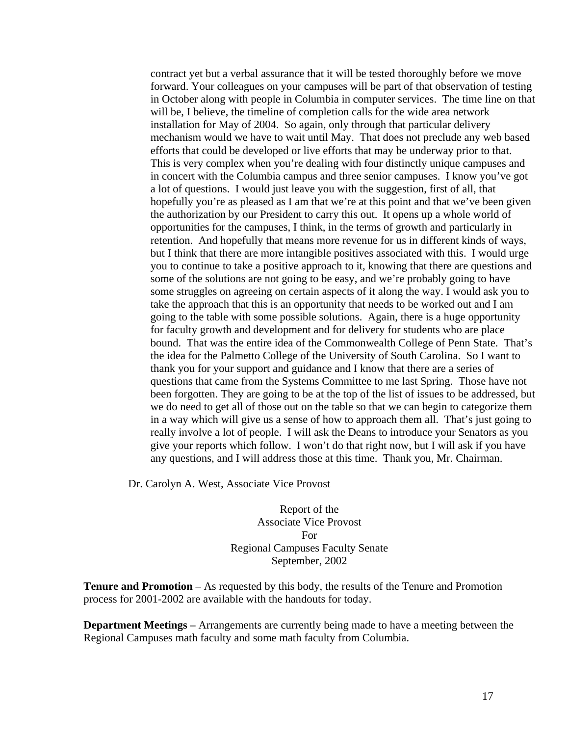contract yet but a verbal assurance that it will be tested thoroughly before we move forward. Your colleagues on your campuses will be part of that observation of testing in October along with people in Columbia in computer services. The time line on that will be, I believe, the timeline of completion calls for the wide area network installation for May of 2004. So again, only through that particular delivery mechanism would we have to wait until May. That does not preclude any web based efforts that could be developed or live efforts that may be underway prior to that. This is very complex when you're dealing with four distinctly unique campuses and in concert with the Columbia campus and three senior campuses. I know you've got a lot of questions. I would just leave you with the suggestion, first of all, that hopefully you're as pleased as I am that we're at this point and that we've been given the authorization by our President to carry this out. It opens up a whole world of opportunities for the campuses, I think, in the terms of growth and particularly in retention. And hopefully that means more revenue for us in different kinds of ways, but I think that there are more intangible positives associated with this. I would urge you to continue to take a positive approach to it, knowing that there are questions and some of the solutions are not going to be easy, and we're probably going to have some struggles on agreeing on certain aspects of it along the way. I would ask you to take the approach that this is an opportunity that needs to be worked out and I am going to the table with some possible solutions. Again, there is a huge opportunity for faculty growth and development and for delivery for students who are place bound. That was the entire idea of the Commonwealth College of Penn State. That's the idea for the Palmetto College of the University of South Carolina. So I want to thank you for your support and guidance and I know that there are a series of questions that came from the Systems Committee to me last Spring. Those have not been forgotten. They are going to be at the top of the list of issues to be addressed, but we do need to get all of those out on the table so that we can begin to categorize them in a way which will give us a sense of how to approach them all. That's just going to really involve a lot of people. I will ask the Deans to introduce your Senators as you give your reports which follow. I won't do that right now, but I will ask if you have any questions, and I will address those at this time. Thank you, Mr. Chairman.

Dr. Carolyn A. West, Associate Vice Provost

Report of the
Associate Vice Provost
For
Regional Campuses Faculty Senate
September, 2002

**Tenure and Promotion** – As requested by this body, the results of the Tenure and Promotion process for 2001-2002 are available with the handouts for today.

**Department Meetings –** Arrangements are currently being made to have a meeting between the Regional Campuses math faculty and some math faculty from Columbia.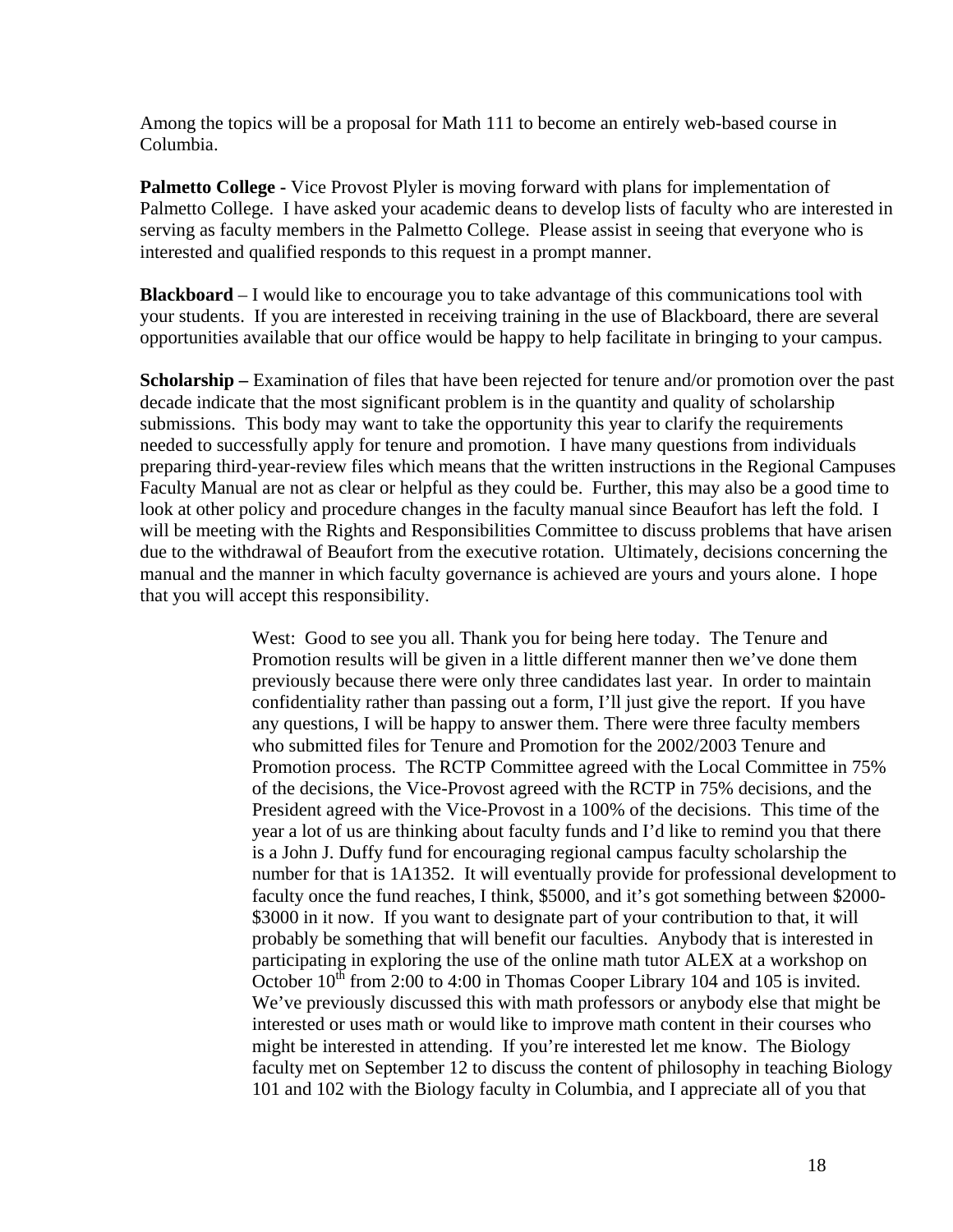Among the topics will be a proposal for Math 111 to become an entirely web-based course in Columbia.

**Palmetto College -** Vice Provost Plyler is moving forward with plans for implementation of Palmetto College. I have asked your academic deans to develop lists of faculty who are interested in serving as faculty members in the Palmetto College. Please assist in seeing that everyone who is interested and qualified responds to this request in a prompt manner.

**Blackboard** – I would like to encourage you to take advantage of this communications tool with your students. If you are interested in receiving training in the use of Blackboard, there are several opportunities available that our office would be happy to help facilitate in bringing to your campus.

**Scholarship –** Examination of files that have been rejected for tenure and/or promotion over the past decade indicate that the most significant problem is in the quantity and quality of scholarship submissions. This body may want to take the opportunity this year to clarify the requirements needed to successfully apply for tenure and promotion. I have many questions from individuals preparing third-year-review files which means that the written instructions in the Regional Campuses Faculty Manual are not as clear or helpful as they could be. Further, this may also be a good time to look at other policy and procedure changes in the faculty manual since Beaufort has left the fold. I will be meeting with the Rights and Responsibilities Committee to discuss problems that have arisen due to the withdrawal of Beaufort from the executive rotation. Ultimately, decisions concerning the manual and the manner in which faculty governance is achieved are yours and yours alone. I hope that you will accept this responsibility.

> West: Good to see you all. Thank you for being here today. The Tenure and Promotion results will be given in a little different manner then we've done them previously because there were only three candidates last year. In order to maintain confidentiality rather than passing out a form, I'll just give the report. If you have any questions, I will be happy to answer them. There were three faculty members who submitted files for Tenure and Promotion for the 2002/2003 Tenure and Promotion process. The RCTP Committee agreed with the Local Committee in 75% of the decisions, the Vice-Provost agreed with the RCTP in 75% decisions, and the President agreed with the Vice-Provost in a 100% of the decisions. This time of the year a lot of us are thinking about faculty funds and I'd like to remind you that there is a John J. Duffy fund for encouraging regional campus faculty scholarship the number for that is 1A1352. It will eventually provide for professional development to faculty once the fund reaches, I think, $5000, and it's got something between $2000-$3000 in it now. If you want to designate part of your contribution to that, it will probably be something that will benefit our faculties. Anybody that is interested in participating in exploring the use of the online math tutor ALEX at a workshop on October 10th from 2:00 to 4:00 in Thomas Cooper Library 104 and 105 is invited. We've previously discussed this with math professors or anybody else that might be interested or uses math or would like to improve math content in their courses who might be interested in attending. If you're interested let me know. The Biology faculty met on September 12 to discuss the content of philosophy in teaching Biology 101 and 102 with the Biology faculty in Columbia, and I appreciate all of you that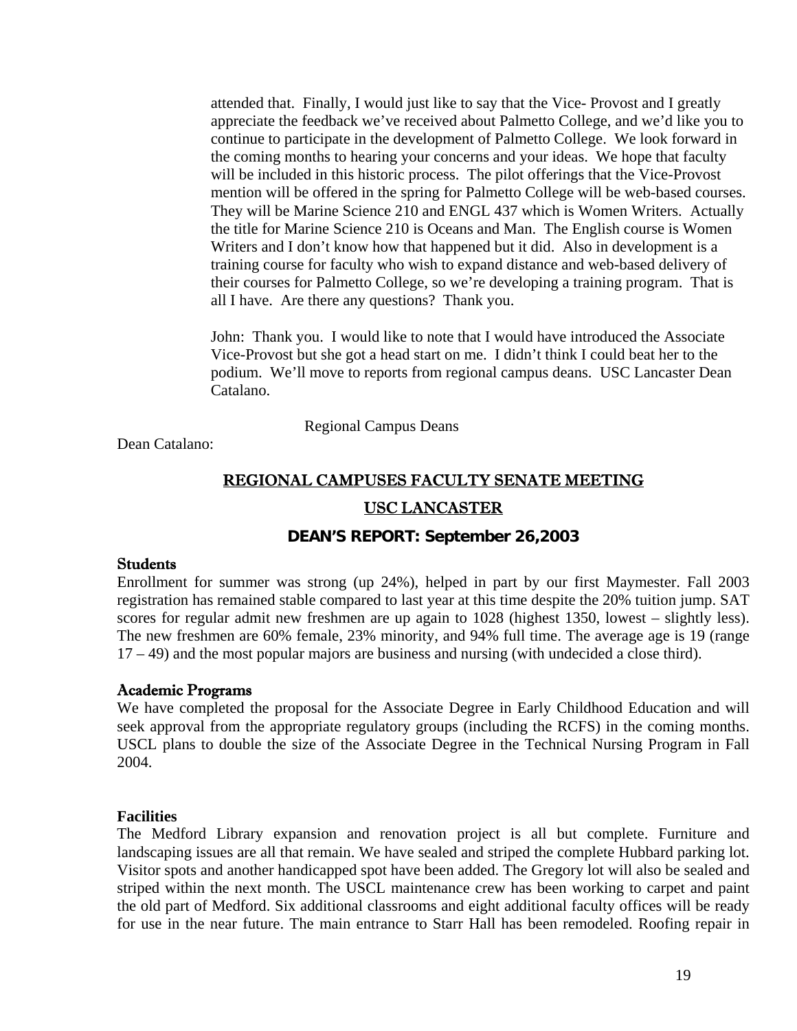attended that. Finally, I would just like to say that the Vice- Provost and I greatly appreciate the feedback we've received about Palmetto College, and we'd like you to continue to participate in the development of Palmetto College. We look forward in the coming months to hearing your concerns and your ideas. We hope that faculty will be included in this historic process. The pilot offerings that the Vice-Provost mention will be offered in the spring for Palmetto College will be web-based courses. They will be Marine Science 210 and ENGL 437 which is Women Writers. Actually the title for Marine Science 210 is Oceans and Man. The English course is Women Writers and I don't know how that happened but it did. Also in development is a training course for faculty who wish to expand distance and web-based delivery of their courses for Palmetto College, so we're developing a training program. That is all I have. Are there any questions? Thank you.

John: Thank you. I would like to note that I would have introduced the Associate Vice-Provost but she got a head start on me. I didn't think I could beat her to the podium. We'll move to reports from regional campus deans. USC Lancaster Dean Catalano.

Regional Campus Deans

Dean Catalano:

## REGIONAL CAMPUSES FACULTY SENATE MEETING

## USC LANCASTER

### DEAN'S REPORT: September 26,2003

**Students**

Enrollment for summer was strong (up 24%), helped in part by our first Maymester. Fall 2003 registration has remained stable compared to last year at this time despite the 20% tuition jump. SAT scores for regular admit new freshmen are up again to 1028 (highest 1350, lowest – slightly less). The new freshmen are 60% female, 23% minority, and 94% full time. The average age is 19 (range 17 – 49) and the most popular majors are business and nursing (with undecided a close third).

**Academic Programs**

We have completed the proposal for the Associate Degree in Early Childhood Education and will seek approval from the appropriate regulatory groups (including the RCFS) in the coming months. USCL plans to double the size of the Associate Degree in the Technical Nursing Program in Fall 2004.

**Facilities**

The Medford Library expansion and renovation project is all but complete. Furniture and landscaping issues are all that remain. We have sealed and striped the complete Hubbard parking lot. Visitor spots and another handicapped spot have been added. The Gregory lot will also be sealed and striped within the next month. The USCL maintenance crew has been working to carpet and paint the old part of Medford. Six additional classrooms and eight additional faculty offices will be ready for use in the near future. The main entrance to Starr Hall has been remodeled. Roofing repair in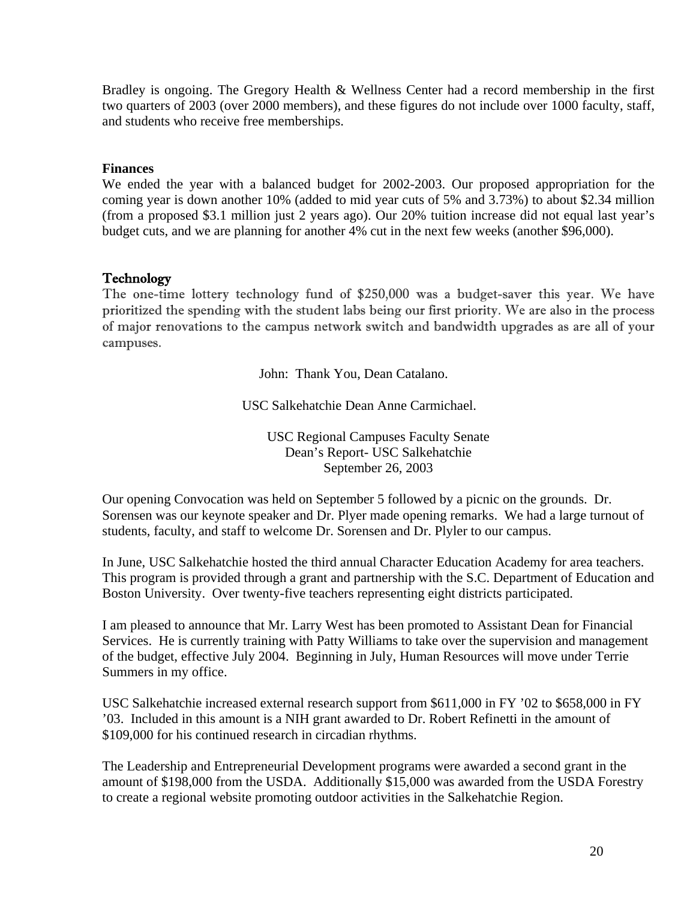Bradley is ongoing. The Gregory Health & Wellness Center had a record membership in the first two quarters of 2003 (over 2000 members), and these figures do not include over 1000 faculty, staff, and students who receive free memberships.

**Finances**

We ended the year with a balanced budget for 2002-2003. Our proposed appropriation for the coming year is down another 10% (added to mid year cuts of 5% and 3.73%) to about $2.34 million (from a proposed $3.1 million just 2 years ago). Our 20% tuition increase did not equal last year's budget cuts, and we are planning for another 4% cut in the next few weeks (another $96,000).

**Technology**

The one-time lottery technology fund of $250,000 was a budget-saver this year. We have prioritized the spending with the student labs being our first priority. We are also in the process of major renovations to the campus network switch and bandwidth upgrades as are all of your campuses.

John: Thank You, Dean Catalano.

USC Salkehatchie Dean Anne Carmichael.

USC Regional Campuses Faculty Senate
Dean's Report- USC Salkehatchie
September 26, 2003

Our opening Convocation was held on September 5 followed by a picnic on the grounds. Dr. Sorensen was our keynote speaker and Dr. Plyer made opening remarks. We had a large turnout of students, faculty, and staff to welcome Dr. Sorensen and Dr. Plyler to our campus.

In June, USC Salkehatchie hosted the third annual Character Education Academy for area teachers. This program is provided through a grant and partnership with the S.C. Department of Education and Boston University. Over twenty-five teachers representing eight districts participated.

I am pleased to announce that Mr. Larry West has been promoted to Assistant Dean for Financial Services. He is currently training with Patty Williams to take over the supervision and management of the budget, effective July 2004. Beginning in July, Human Resources will move under Terrie Summers in my office.

USC Salkehatchie increased external research support from $611,000 in FY '02 to $658,000 in FY '03. Included in this amount is a NIH grant awarded to Dr. Robert Refinetti in the amount of $109,000 for his continued research in circadian rhythms.

The Leadership and Entrepreneurial Development programs were awarded a second grant in the amount of $198,000 from the USDA. Additionally $15,000 was awarded from the USDA Forestry to create a regional website promoting outdoor activities in the Salkehatchie Region.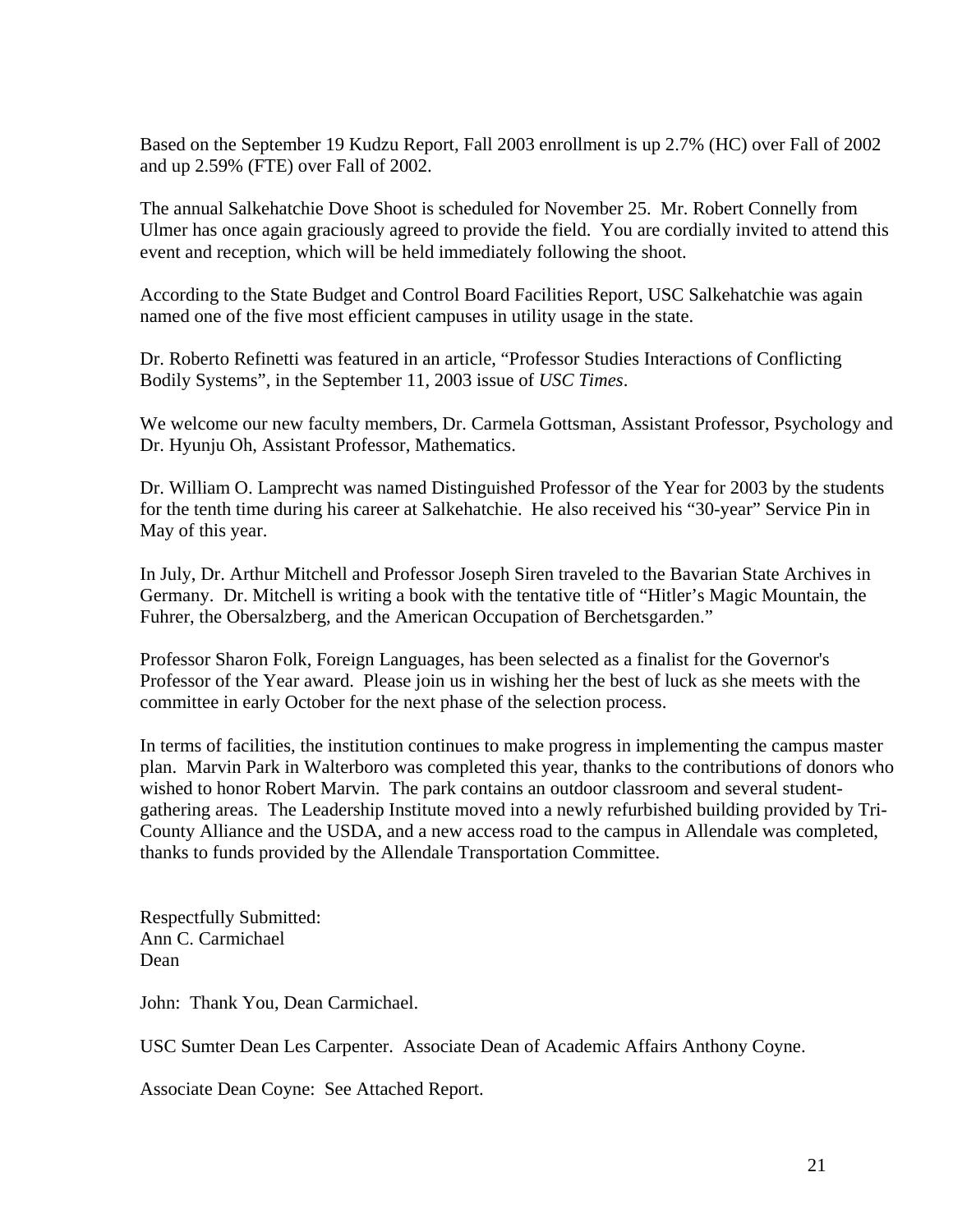Based on the September 19 Kudzu Report, Fall 2003 enrollment is up 2.7% (HC) over Fall of 2002 and up 2.59% (FTE) over Fall of 2002.

The annual Salkehatchie Dove Shoot is scheduled for November 25. Mr. Robert Connelly from Ulmer has once again graciously agreed to provide the field. You are cordially invited to attend this event and reception, which will be held immediately following the shoot.

According to the State Budget and Control Board Facilities Report, USC Salkehatchie was again named one of the five most efficient campuses in utility usage in the state.

Dr. Roberto Refinetti was featured in an article, "Professor Studies Interactions of Conflicting Bodily Systems", in the September 11, 2003 issue of *USC Times*.

We welcome our new faculty members, Dr. Carmela Gottsman, Assistant Professor, Psychology and Dr. Hyunju Oh, Assistant Professor, Mathematics.

Dr. William O. Lamprecht was named Distinguished Professor of the Year for 2003 by the students for the tenth time during his career at Salkehatchie. He also received his "30-year" Service Pin in May of this year.

In July, Dr. Arthur Mitchell and Professor Joseph Siren traveled to the Bavarian State Archives in Germany. Dr. Mitchell is writing a book with the tentative title of "Hitler's Magic Mountain, the Fuhrer, the Obersalzberg, and the American Occupation of Berchetsgarden."

Professor Sharon Folk, Foreign Languages, has been selected as a finalist for the Governor's Professor of the Year award. Please join us in wishing her the best of luck as she meets with the committee in early October for the next phase of the selection process.

In terms of facilities, the institution continues to make progress in implementing the campus master plan. Marvin Park in Walterboro was completed this year, thanks to the contributions of donors who wished to honor Robert Marvin. The park contains an outdoor classroom and several student-gathering areas. The Leadership Institute moved into a newly refurbished building provided by Tri-County Alliance and the USDA, and a new access road to the campus in Allendale was completed, thanks to funds provided by the Allendale Transportation Committee.

Respectfully Submitted:
Ann C. Carmichael
Dean

John: Thank You, Dean Carmichael.

USC Sumter Dean Les Carpenter. Associate Dean of Academic Affairs Anthony Coyne.

Associate Dean Coyne: See Attached Report.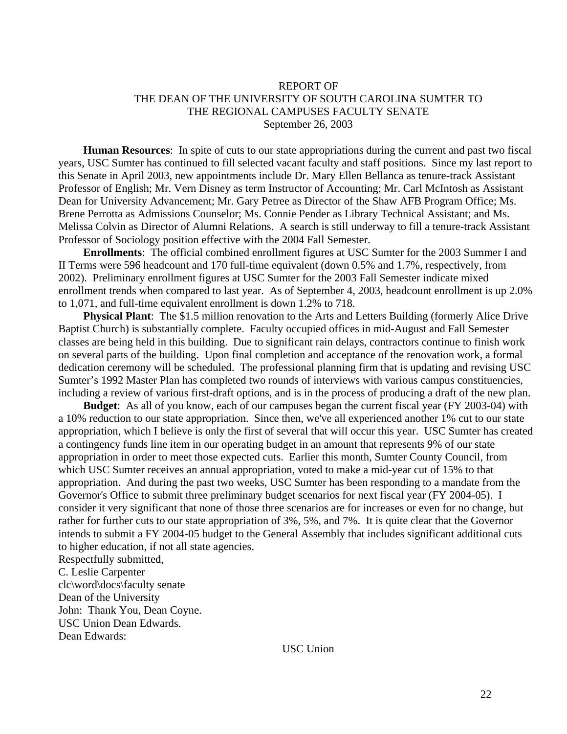REPORT OF
THE DEAN OF THE UNIVERSITY OF SOUTH CAROLINA SUMTER TO
THE REGIONAL CAMPUSES FACULTY SENATE
September 26, 2003

**Human Resources**: In spite of cuts to our state appropriations during the current and past two fiscal years, USC Sumter has continued to fill selected vacant faculty and staff positions. Since my last report to this Senate in April 2003, new appointments include Dr. Mary Ellen Bellanca as tenure-track Assistant Professor of English; Mr. Vern Disney as term Instructor of Accounting; Mr. Carl McIntosh as Assistant Dean for University Advancement; Mr. Gary Petree as Director of the Shaw AFB Program Office; Ms. Brene Perrotta as Admissions Counselor; Ms. Connie Pender as Library Technical Assistant; and Ms. Melissa Colvin as Director of Alumni Relations. A search is still underway to fill a tenure-track Assistant Professor of Sociology position effective with the 2004 Fall Semester.

**Enrollments**: The official combined enrollment figures at USC Sumter for the 2003 Summer I and II Terms were 596 headcount and 170 full-time equivalent (down 0.5% and 1.7%, respectively, from 2002). Preliminary enrollment figures at USC Sumter for the 2003 Fall Semester indicate mixed enrollment trends when compared to last year. As of September 4, 2003, headcount enrollment is up 2.0% to 1,071, and full-time equivalent enrollment is down 1.2% to 718.

**Physical Plant**: The $1.5 million renovation to the Arts and Letters Building (formerly Alice Drive Baptist Church) is substantially complete. Faculty occupied offices in mid-August and Fall Semester classes are being held in this building. Due to significant rain delays, contractors continue to finish work on several parts of the building. Upon final completion and acceptance of the renovation work, a formal dedication ceremony will be scheduled. The professional planning firm that is updating and revising USC Sumter's 1992 Master Plan has completed two rounds of interviews with various campus constituencies, including a review of various first-draft options, and is in the process of producing a draft of the new plan.

**Budget**: As all of you know, each of our campuses began the current fiscal year (FY 2003-04) with a 10% reduction to our state appropriation. Since then, we've all experienced another 1% cut to our state appropriation, which I believe is only the first of several that will occur this year. USC Sumter has created a contingency funds line item in our operating budget in an amount that represents 9% of our state appropriation in order to meet those expected cuts. Earlier this month, Sumter County Council, from which USC Sumter receives an annual appropriation, voted to make a mid-year cut of 15% to that appropriation. And during the past two weeks, USC Sumter has been responding to a mandate from the Governor's Office to submit three preliminary budget scenarios for next fiscal year (FY 2004-05). I consider it very significant that none of those three scenarios are for increases or even for no change, but rather for further cuts to our state appropriation of 3%, 5%, and 7%. It is quite clear that the Governor intends to submit a FY 2004-05 budget to the General Assembly that includes significant additional cuts to higher education, if not all state agencies.

Respectfully submitted,
C. Leslie Carpenter
clc\word\docs\faculty senate
Dean of the University

John: Thank You, Dean Coyne.
USC Union Dean Edwards.
Dean Edwards:

USC Union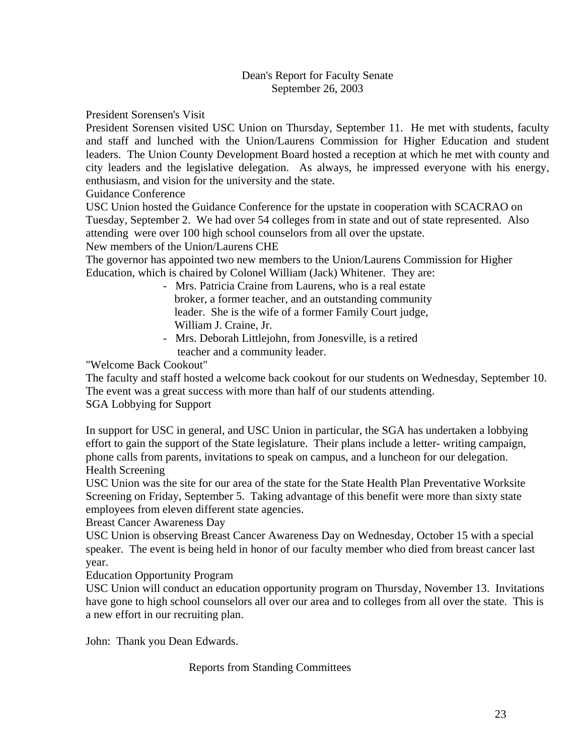Dean's Report for Faculty Senate
September 26, 2003

President Sorensen's Visit

President Sorensen visited USC Union on Thursday, September 11. He met with students, faculty and staff and lunched with the Union/Laurens Commission for Higher Education and student leaders. The Union County Development Board hosted a reception at which he met with county and city leaders and the legislative delegation. As always, he impressed everyone with his energy, enthusiasm, and vision for the university and the state.

Guidance Conference

USC Union hosted the Guidance Conference for the upstate in cooperation with SCACRAO on Tuesday, September 2. We had over 54 colleges from in state and out of state represented. Also attending were over 100 high school counselors from all over the upstate.

New members of the Union/Laurens CHE

The governor has appointed two new members to the Union/Laurens Commission for Higher Education, which is chaired by Colonel William (Jack) Whitener. They are:

- Mrs. Patricia Craine from Laurens, who is a real estate broker, a former teacher, and an outstanding community leader. She is the wife of a former Family Court judge, William J. Craine, Jr.
- Mrs. Deborah Littlejohn, from Jonesville, is a retired teacher and a community leader.

"Welcome Back Cookout"

The faculty and staff hosted a welcome back cookout for our students on Wednesday, September 10. The event was a great success with more than half of our students attending.

SGA Lobbying for Support

In support for USC in general, and USC Union in particular, the SGA has undertaken a lobbying effort to gain the support of the State legislature. Their plans include a letter- writing campaign, phone calls from parents, invitations to speak on campus, and a luncheon for our delegation.

Health Screening

USC Union was the site for our area of the state for the State Health Plan Preventative Worksite Screening on Friday, September 5. Taking advantage of this benefit were more than sixty state employees from eleven different state agencies.

Breast Cancer Awareness Day

USC Union is observing Breast Cancer Awareness Day on Wednesday, October 15 with a special speaker. The event is being held in honor of our faculty member who died from breast cancer last year.

Education Opportunity Program

USC Union will conduct an education opportunity program on Thursday, November 13. Invitations have gone to high school counselors all over our area and to colleges from all over the state. This is a new effort in our recruiting plan.

John: Thank you Dean Edwards.

Reports from Standing Committees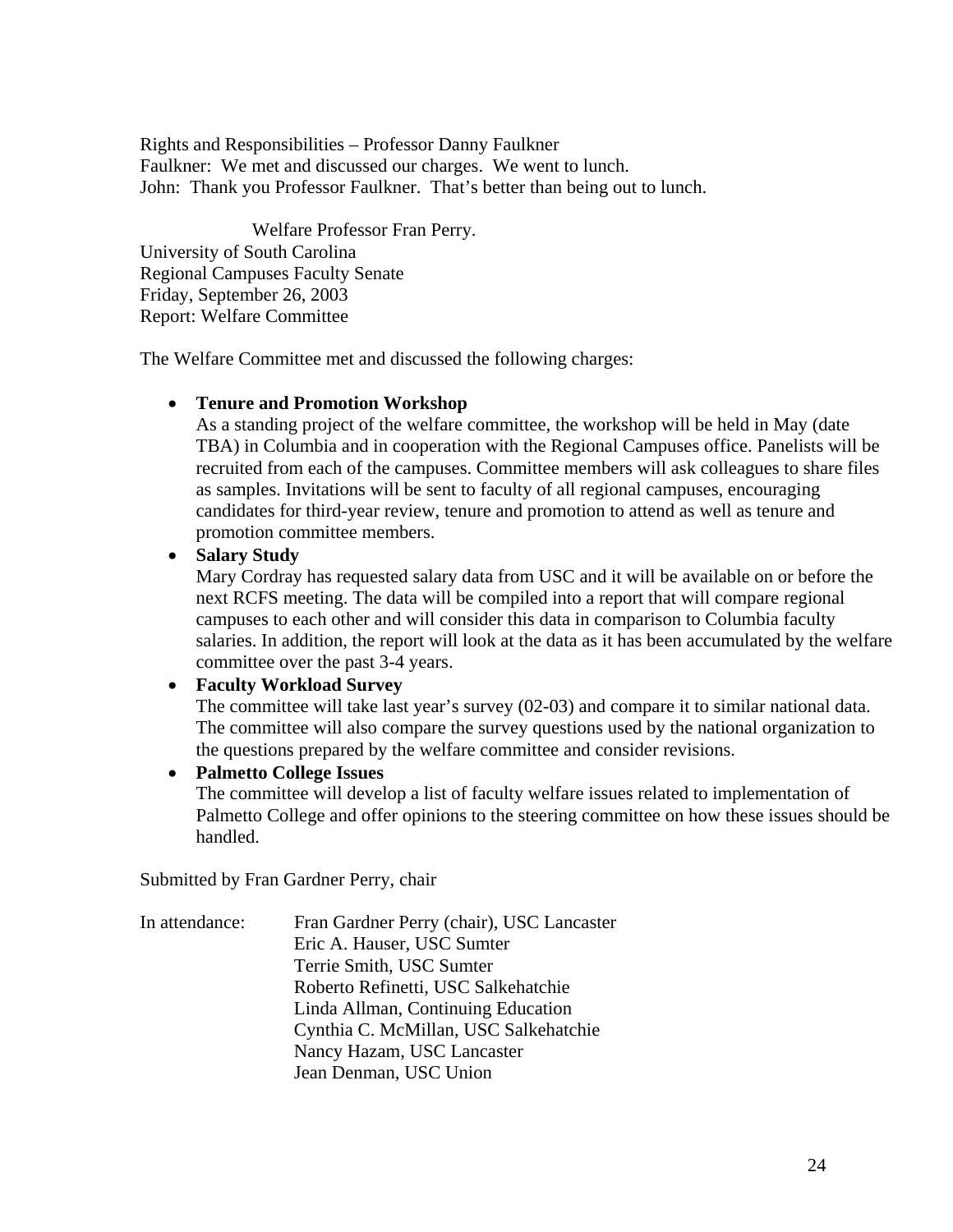Rights and Responsibilities – Professor Danny Faulkner
Faulkner: We met and discussed our charges. We went to lunch.
John: Thank you Professor Faulkner. That's better than being out to lunch.

Welfare Professor Fran Perry.
University of South Carolina
Regional Campuses Faculty Senate
Friday, September 26, 2003
Report: Welfare Committee

The Welfare Committee met and discussed the following charges:

- **Tenure and Promotion Workshop**
  As a standing project of the welfare committee, the workshop will be held in May (date TBA) in Columbia and in cooperation with the Regional Campuses office. Panelists will be recruited from each of the campuses. Committee members will ask colleagues to share files as samples. Invitations will be sent to faculty of all regional campuses, encouraging candidates for third-year review, tenure and promotion to attend as well as tenure and promotion committee members.
- **Salary Study**
  Mary Cordray has requested salary data from USC and it will be available on or before the next RCFS meeting. The data will be compiled into a report that will compare regional campuses to each other and will consider this data in comparison to Columbia faculty salaries. In addition, the report will look at the data as it has been accumulated by the welfare committee over the past 3-4 years.
- **Faculty Workload Survey**
  The committee will take last year's survey (02-03) and compare it to similar national data. The committee will also compare the survey questions used by the national organization to the questions prepared by the welfare committee and consider revisions.
- **Palmetto College Issues**
  The committee will develop a list of faculty welfare issues related to implementation of Palmetto College and offer opinions to the steering committee on how these issues should be handled.

Submitted by Fran Gardner Perry, chair

In attendance: Fran Gardner Perry (chair), USC Lancaster
Eric A. Hauser, USC Sumter
Terrie Smith, USC Sumter
Roberto Refinetti, USC Salkehatchie
Linda Allman, Continuing Education
Cynthia C. McMillan, USC Salkehatchie
Nancy Hazam, USC Lancaster
Jean Denman, USC Union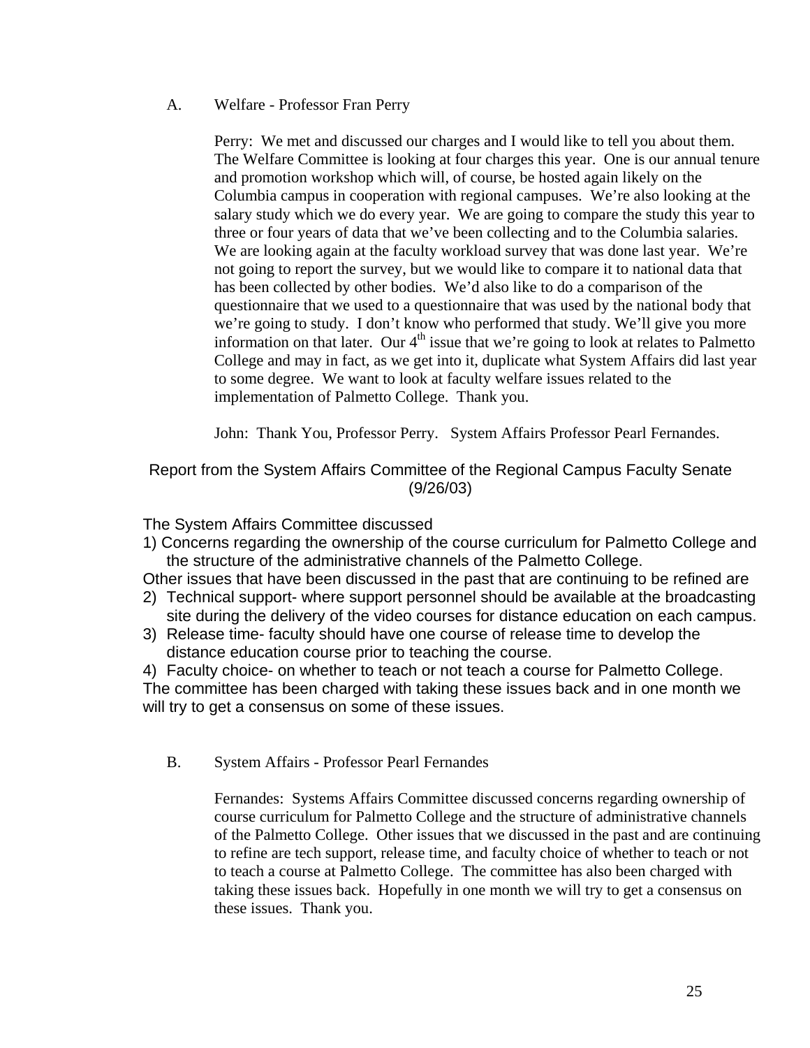A. Welfare - Professor Fran Perry

Perry: We met and discussed our charges and I would like to tell you about them. The Welfare Committee is looking at four charges this year. One is our annual tenure and promotion workshop which will, of course, be hosted again likely on the Columbia campus in cooperation with regional campuses. We're also looking at the salary study which we do every year. We are going to compare the study this year to three or four years of data that we've been collecting and to the Columbia salaries. We are looking again at the faculty workload survey that was done last year. We're not going to report the survey, but we would like to compare it to national data that has been collected by other bodies. We'd also like to do a comparison of the questionnaire that we used to a questionnaire that was used by the national body that we're going to study. I don't know who performed that study. We'll give you more information on that later. Our 4th issue that we're going to look at relates to Palmetto College and may in fact, as we get into it, duplicate what System Affairs did last year to some degree. We want to look at faculty welfare issues related to the implementation of Palmetto College. Thank you.

John: Thank You, Professor Perry. System Affairs Professor Pearl Fernandes.

Report from the System Affairs Committee of the Regional Campus Faculty Senate (9/26/03)

The System Affairs Committee discussed

1) Concerns regarding the ownership of the course curriculum for Palmetto College and the structure of the administrative channels of the Palmetto College.

Other issues that have been discussed in the past that are continuing to be refined are

2) Technical support- where support personnel should be available at the broadcasting site during the delivery of the video courses for distance education on each campus.
3) Release time- faculty should have one course of release time to develop the distance education course prior to teaching the course.
4) Faculty choice- on whether to teach or not teach a course for Palmetto College.

The committee has been charged with taking these issues back and in one month we will try to get a consensus on some of these issues.

B. System Affairs - Professor Pearl Fernandes

Fernandes: Systems Affairs Committee discussed concerns regarding ownership of course curriculum for Palmetto College and the structure of administrative channels of the Palmetto College. Other issues that we discussed in the past and are continuing to refine are tech support, release time, and faculty choice of whether to teach or not to teach a course at Palmetto College. The committee has also been charged with taking these issues back. Hopefully in one month we will try to get a consensus on these issues. Thank you.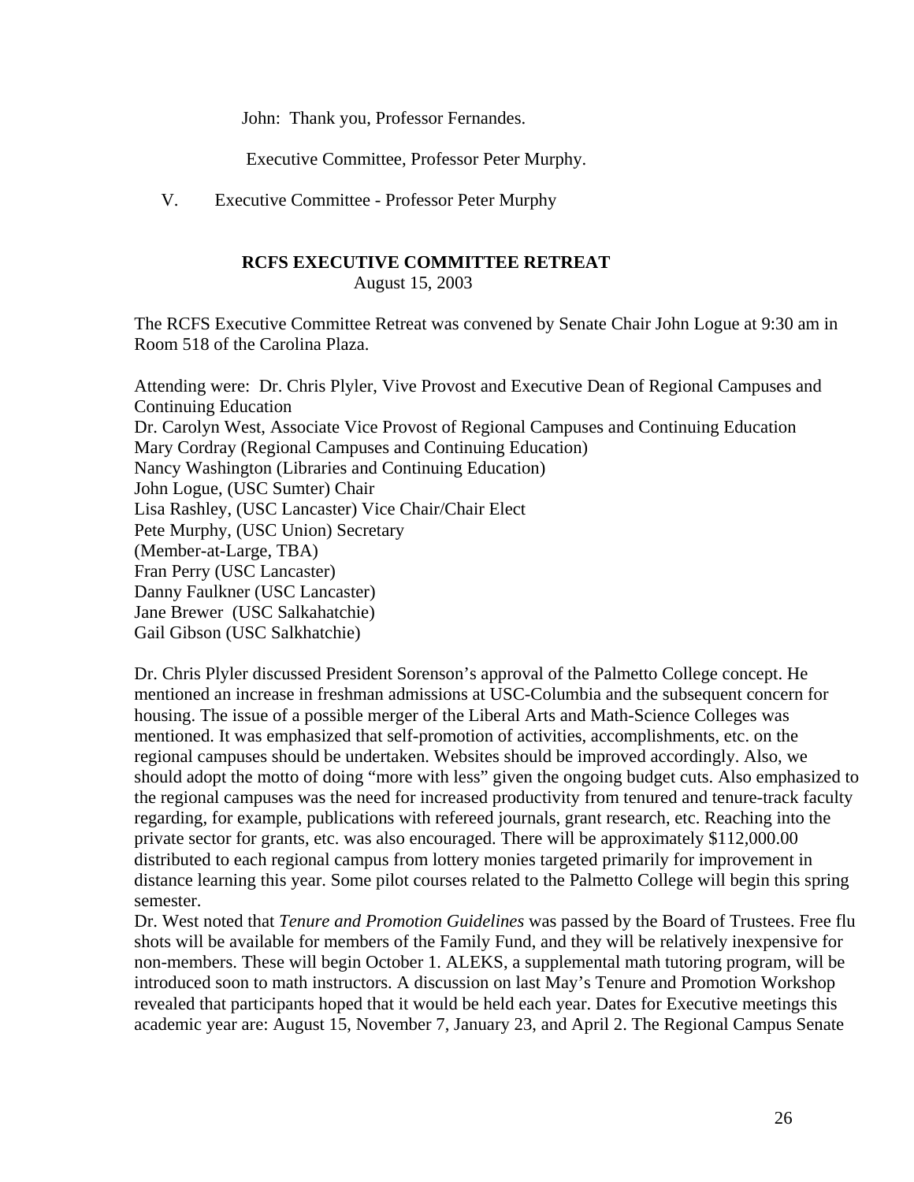John: Thank you, Professor Fernandes.

Executive Committee, Professor Peter Murphy.

V. Executive Committee - Professor Peter Murphy

**RCFS EXECUTIVE COMMITTEE RETREAT**
August 15, 2003

The RCFS Executive Committee Retreat was convened by Senate Chair John Logue at 9:30 am in Room 518 of the Carolina Plaza.

Attending were: Dr. Chris Plyler, Vive Provost and Executive Dean of Regional Campuses and Continuing Education
Dr. Carolyn West, Associate Vice Provost of Regional Campuses and Continuing Education
Mary Cordray (Regional Campuses and Continuing Education)
Nancy Washington (Libraries and Continuing Education)
John Logue, (USC Sumter) Chair
Lisa Rashley, (USC Lancaster) Vice Chair/Chair Elect
Pete Murphy, (USC Union) Secretary
(Member-at-Large, TBA)
Fran Perry (USC Lancaster)
Danny Faulkner (USC Lancaster)
Jane Brewer (USC Salkahatchie)
Gail Gibson (USC Salkhatchie)

Dr. Chris Plyler discussed President Sorenson's approval of the Palmetto College concept. He mentioned an increase in freshman admissions at USC-Columbia and the subsequent concern for housing. The issue of a possible merger of the Liberal Arts and Math-Science Colleges was mentioned. It was emphasized that self-promotion of activities, accomplishments, etc. on the regional campuses should be undertaken. Websites should be improved accordingly. Also, we should adopt the motto of doing "more with less" given the ongoing budget cuts. Also emphasized to the regional campuses was the need for increased productivity from tenured and tenure-track faculty regarding, for example, publications with refereed journals, grant research, etc. Reaching into the private sector for grants, etc. was also encouraged. There will be approximately $112,000.00 distributed to each regional campus from lottery monies targeted primarily for improvement in distance learning this year. Some pilot courses related to the Palmetto College will begin this spring semester.
Dr. West noted that *Tenure and Promotion Guidelines* was passed by the Board of Trustees. Free flu shots will be available for members of the Family Fund, and they will be relatively inexpensive for non-members. These will begin October 1. ALEKS, a supplemental math tutoring program, will be introduced soon to math instructors. A discussion on last May's Tenure and Promotion Workshop revealed that participants hoped that it would be held each year. Dates for Executive meetings this academic year are: August 15, November 7, January 23, and April 2. The Regional Campus Senate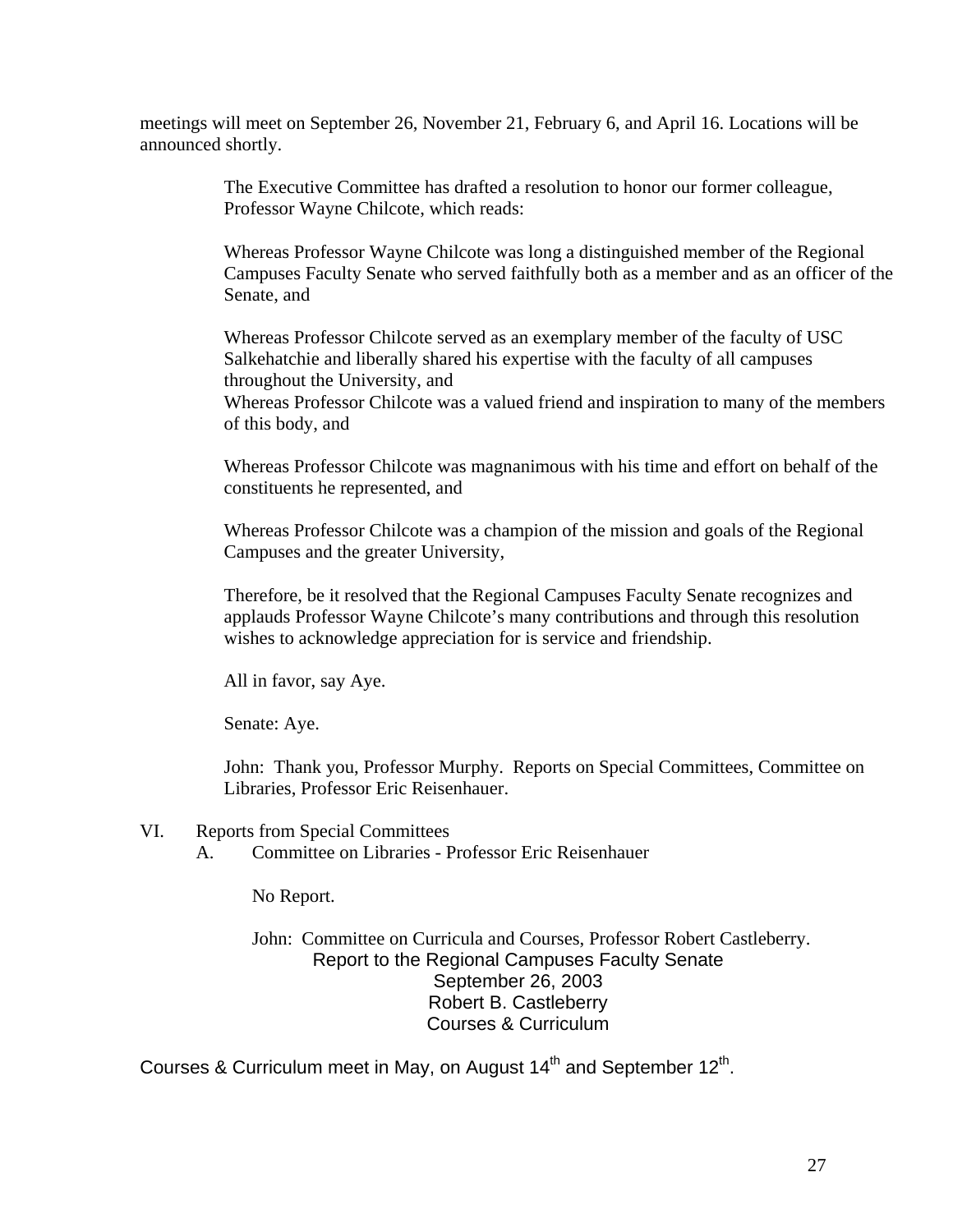meetings will meet on September 26, November 21, February 6, and April 16. Locations will be announced shortly.

The Executive Committee has drafted a resolution to honor our former colleague, Professor Wayne Chilcote, which reads:

Whereas Professor Wayne Chilcote was long a distinguished member of the Regional Campuses Faculty Senate who served faithfully both as a member and as an officer of the Senate, and

Whereas Professor Chilcote served as an exemplary member of the faculty of USC Salkehatchie and liberally shared his expertise with the faculty of all campuses throughout the University, and
Whereas Professor Chilcote was a valued friend and inspiration to many of the members of this body, and

Whereas Professor Chilcote was magnanimous with his time and effort on behalf of the constituents he represented, and

Whereas Professor Chilcote was a champion of the mission and goals of the Regional Campuses and the greater University,

Therefore, be it resolved that the Regional Campuses Faculty Senate recognizes and applauds Professor Wayne Chilcote's many contributions and through this resolution wishes to acknowledge appreciation for is service and friendship.

All in favor, say Aye.

Senate: Aye.

John: Thank you, Professor Murphy. Reports on Special Committees, Committee on Libraries, Professor Eric Reisenhauer.

VI. Reports from Special Committees

A. Committee on Libraries - Professor Eric Reisenhauer

No Report.

John: Committee on Curricula and Courses, Professor Robert Castleberry.

Report to the Regional Campuses Faculty Senate
September 26, 2003
Robert B. Castleberry
Courses & Curriculum

Courses & Curriculum meet in May, on August 14th and September 12th.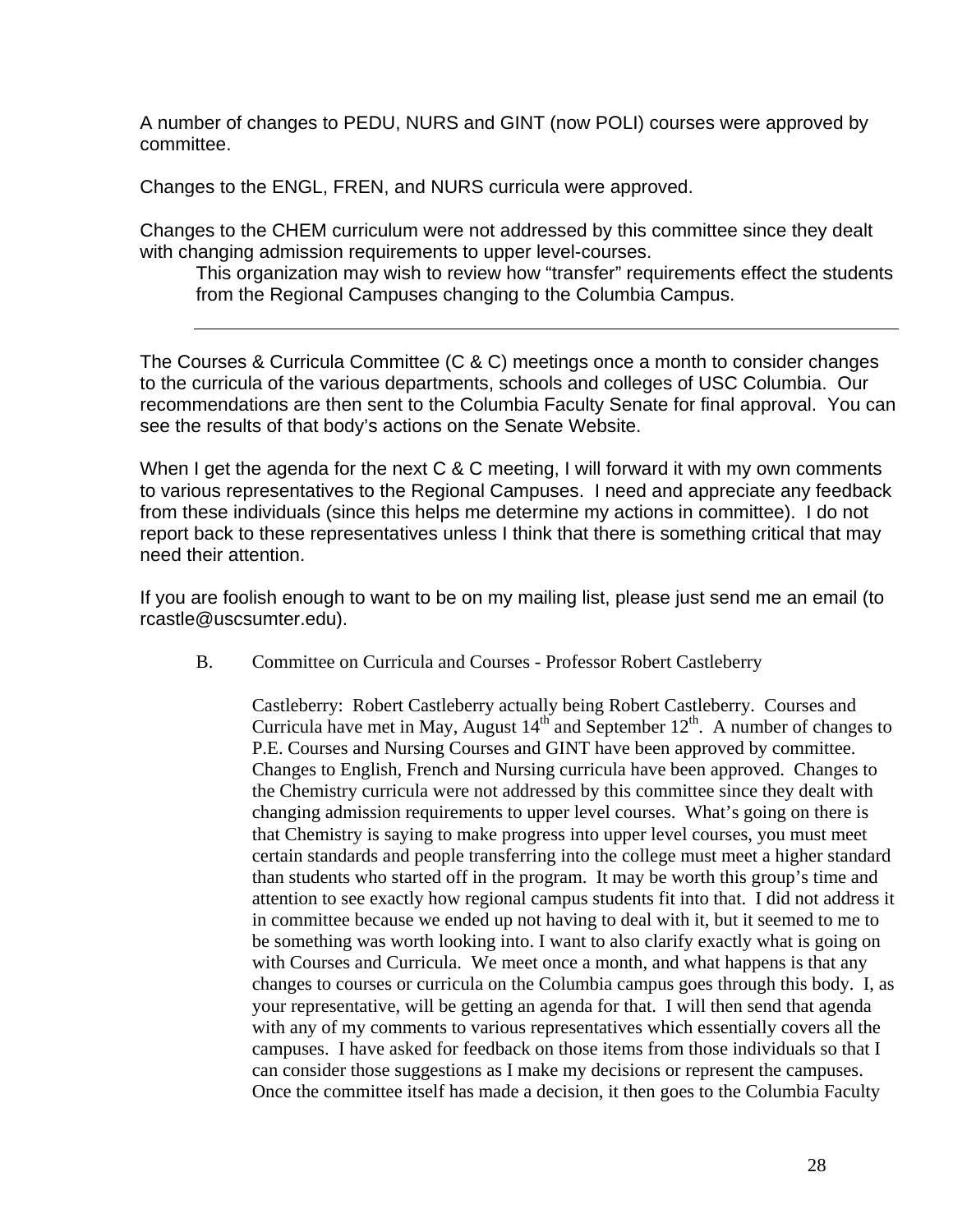A number of changes to PEDU, NURS and GINT (now POLI) courses were approved by committee.

Changes to the ENGL, FREN, and NURS curricula were approved.

Changes to the CHEM curriculum were not addressed by this committee since they dealt with changing admission requirements to upper level-courses.

> This organization may wish to review how "transfer" requirements effect the students from the Regional Campuses changing to the Columbia Campus.

---

The Courses & Curricula Committee (C & C) meetings once a month to consider changes to the curricula of the various departments, schools and colleges of USC Columbia. Our recommendations are then sent to the Columbia Faculty Senate for final approval. You can see the results of that body's actions on the Senate Website.

When I get the agenda for the next C & C meeting, I will forward it with my own comments to various representatives to the Regional Campuses. I need and appreciate any feedback from these individuals (since this helps me determine my actions in committee). I do not report back to these representatives unless I think that there is something critical that may need their attention.

If you are foolish enough to want to be on my mailing list, please just send me an email (to rcastle@uscsumter.edu).

B. Committee on Curricula and Courses - Professor Robert Castleberry

Castleberry: Robert Castleberry actually being Robert Castleberry. Courses and Curricula have met in May, August 14th and September 12th. A number of changes to P.E. Courses and Nursing Courses and GINT have been approved by committee. Changes to English, French and Nursing curricula have been approved. Changes to the Chemistry curricula were not addressed by this committee since they dealt with changing admission requirements to upper level courses. What's going on there is that Chemistry is saying to make progress into upper level courses, you must meet certain standards and people transferring into the college must meet a higher standard than students who started off in the program. It may be worth this group's time and attention to see exactly how regional campus students fit into that. I did not address it in committee because we ended up not having to deal with it, but it seemed to me to be something was worth looking into. I want to also clarify exactly what is going on with Courses and Curricula. We meet once a month, and what happens is that any changes to courses or curricula on the Columbia campus goes through this body. I, as your representative, will be getting an agenda for that. I will then send that agenda with any of my comments to various representatives which essentially covers all the campuses. I have asked for feedback on those items from those individuals so that I can consider those suggestions as I make my decisions or represent the campuses. Once the committee itself has made a decision, it then goes to the Columbia Faculty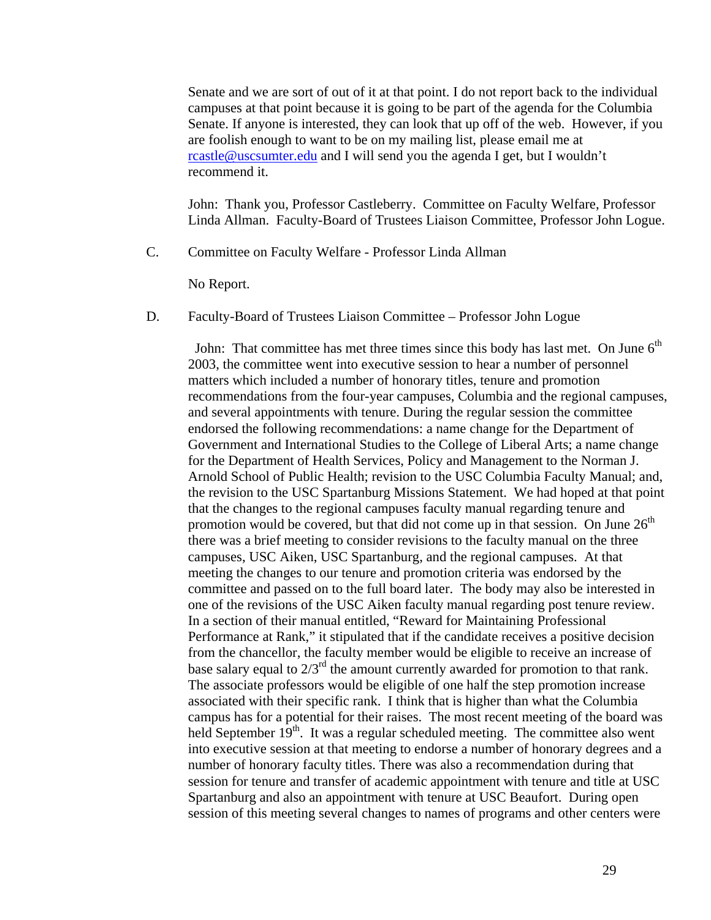Senate and we are sort of out of it at that point. I do not report back to the individual campuses at that point because it is going to be part of the agenda for the Columbia Senate. If anyone is interested, they can look that up off of the web. However, if you are foolish enough to want to be on my mailing list, please email me at rcastle@uscsumter.edu and I will send you the agenda I get, but I wouldn't recommend it.

John: Thank you, Professor Castleberry. Committee on Faculty Welfare, Professor Linda Allman. Faculty-Board of Trustees Liaison Committee, Professor John Logue.

C. Committee on Faculty Welfare - Professor Linda Allman

No Report.

D. Faculty-Board of Trustees Liaison Committee – Professor John Logue

John: That committee has met three times since this body has last met. On June 6th 2003, the committee went into executive session to hear a number of personnel matters which included a number of honorary titles, tenure and promotion recommendations from the four-year campuses, Columbia and the regional campuses, and several appointments with tenure. During the regular session the committee endorsed the following recommendations: a name change for the Department of Government and International Studies to the College of Liberal Arts; a name change for the Department of Health Services, Policy and Management to the Norman J. Arnold School of Public Health; revision to the USC Columbia Faculty Manual; and, the revision to the USC Spartanburg Missions Statement. We had hoped at that point that the changes to the regional campuses faculty manual regarding tenure and promotion would be covered, but that did not come up in that session. On June 26th there was a brief meeting to consider revisions to the faculty manual on the three campuses, USC Aiken, USC Spartanburg, and the regional campuses. At that meeting the changes to our tenure and promotion criteria was endorsed by the committee and passed on to the full board later. The body may also be interested in one of the revisions of the USC Aiken faculty manual regarding post tenure review. In a section of their manual entitled, "Reward for Maintaining Professional Performance at Rank," it stipulated that if the candidate receives a positive decision from the chancellor, the faculty member would be eligible to receive an increase of base salary equal to 2/3rd the amount currently awarded for promotion to that rank. The associate professors would be eligible of one half the step promotion increase associated with their specific rank. I think that is higher than what the Columbia campus has for a potential for their raises. The most recent meeting of the board was held September 19th. It was a regular scheduled meeting. The committee also went into executive session at that meeting to endorse a number of honorary degrees and a number of honorary faculty titles. There was also a recommendation during that session for tenure and transfer of academic appointment with tenure and title at USC Spartanburg and also an appointment with tenure at USC Beaufort. During open session of this meeting several changes to names of programs and other centers were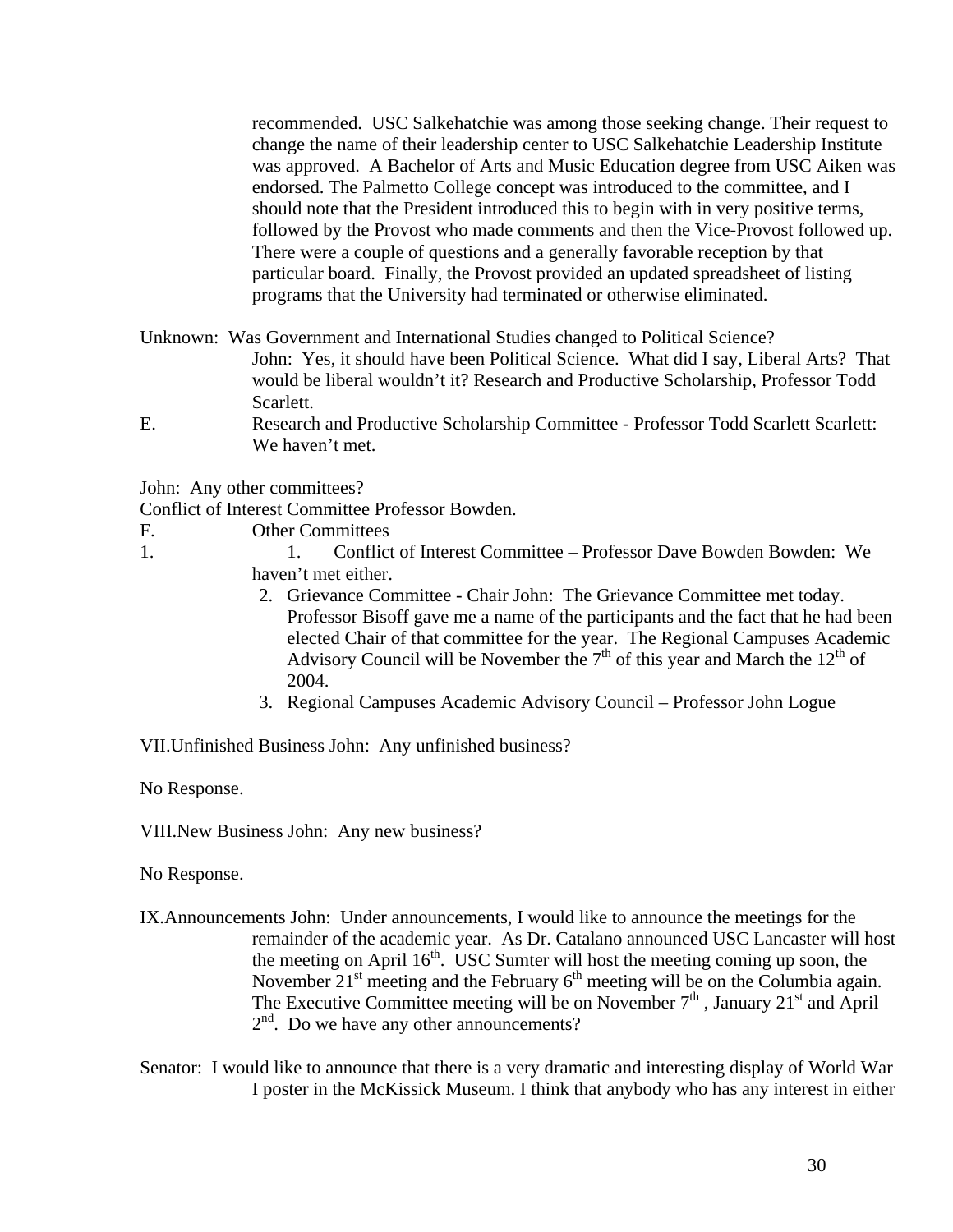recommended. USC Salkehatchie was among those seeking change. Their request to change the name of their leadership center to USC Salkehatchie Leadership Institute was approved. A Bachelor of Arts and Music Education degree from USC Aiken was endorsed. The Palmetto College concept was introduced to the committee, and I should note that the President introduced this to begin with in very positive terms, followed by the Provost who made comments and then the Vice-Provost followed up. There were a couple of questions and a generally favorable reception by that particular board. Finally, the Provost provided an updated spreadsheet of listing programs that the University had terminated or otherwise eliminated.

Unknown: Was Government and International Studies changed to Political Science?

John: Yes, it should have been Political Science. What did I say, Liberal Arts? That would be liberal wouldn't it? Research and Productive Scholarship, Professor Todd Scarlett.

E. Research and Productive Scholarship Committee - Professor Todd Scarlett Scarlett: We haven't met.

John: Any other committees?

Conflict of Interest Committee Professor Bowden.

F. Other Committees

1. Conflict of Interest Committee – Professor Dave Bowden Bowden: We haven't met either.

2. Grievance Committee - Chair John: The Grievance Committee met today. Professor Bisoff gave me a name of the participants and the fact that he had been elected Chair of that committee for the year. The Regional Campuses Academic Advisory Council will be November the 7th of this year and March the 12th of 2004.

3. Regional Campuses Academic Advisory Council – Professor John Logue

VII.Unfinished Business John: Any unfinished business?

No Response.

VIII.New Business John: Any new business?

No Response.

IX.Announcements John: Under announcements, I would like to announce the meetings for the remainder of the academic year. As Dr. Catalano announced USC Lancaster will host the meeting on April 16th. USC Sumter will host the meeting coming up soon, the November 21st meeting and the February 6th meeting will be on the Columbia again. The Executive Committee meeting will be on November 7th , January 21st and April 2nd. Do we have any other announcements?

Senator: I would like to announce that there is a very dramatic and interesting display of World War I poster in the McKissick Museum. I think that anybody who has any interest in either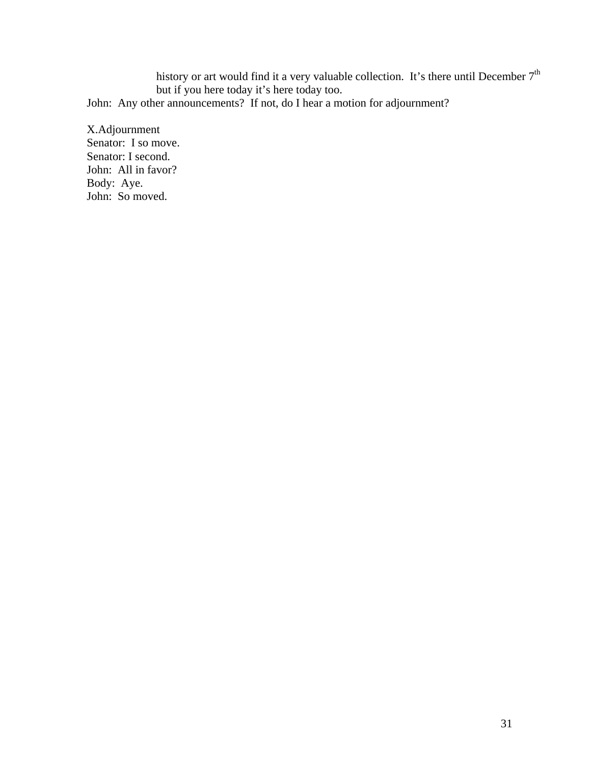history or art would find it a very valuable collection. It's there until December 7th but if you here today it's here today too.

John: Any other announcements? If not, do I hear a motion for adjournment?

X. Adjournment

Senator: I so move.
Senator: I second.
John: All in favor?
Body: Aye.
John: So moved.